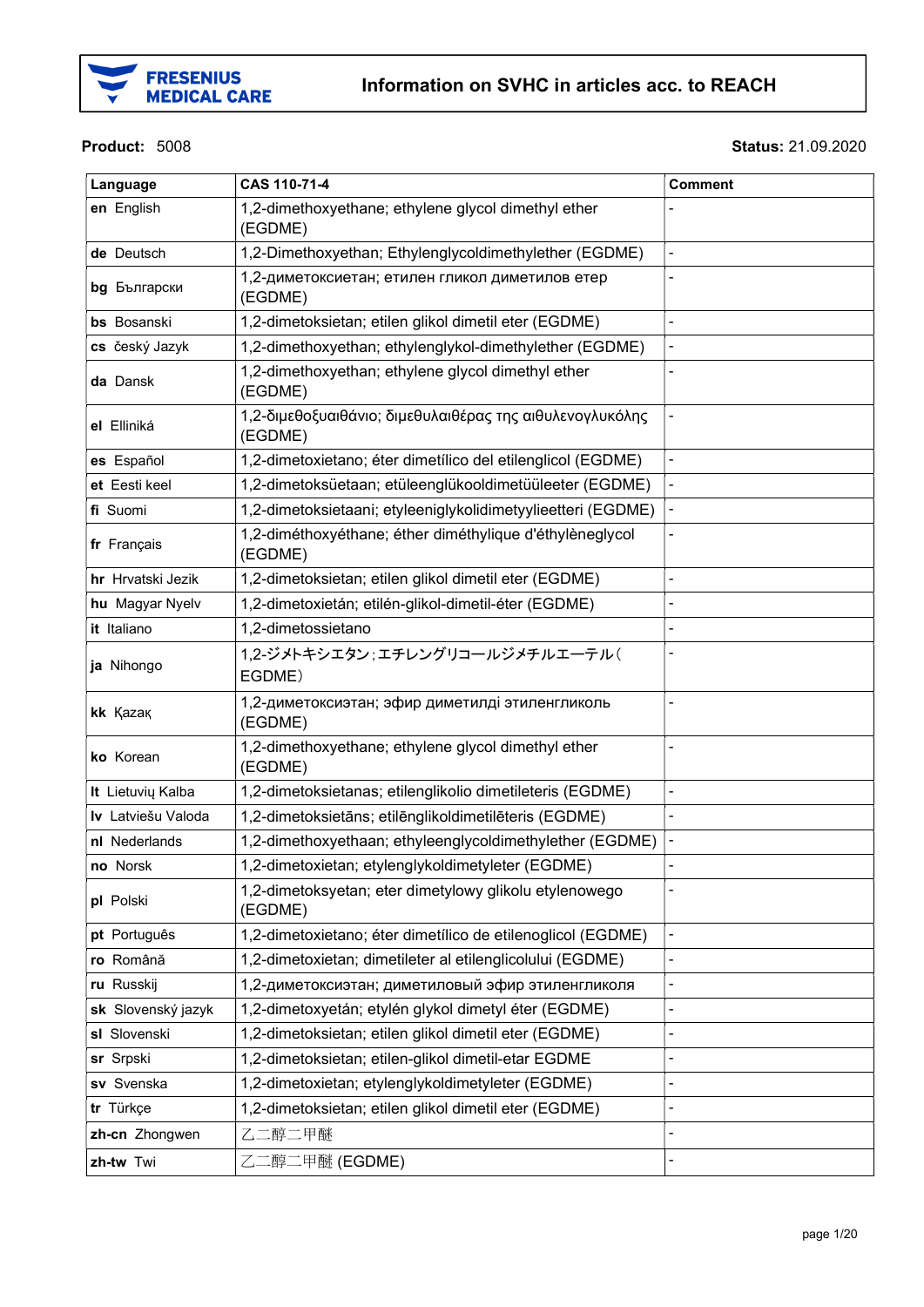FRESENIUS MEDICAL CARE

# Information on SVHC in articles acc. to REACH

**Product:** 5008 **Status:** 21.09.2020

| Language | CAS 110-71-4 | Comment |
|---|---|---|
| **en** English | 1,2-dimethoxyethane; ethylene glycol dimethyl ether (EGDME) | - |
| **de** Deutsch | 1,2-Dimethoxyethan; Ethylenglycoldimethylether (EGDME) | - |
| **bg** Български | 1,2-диметоксиетан; етилен гликол диметилов етер (EGDME) | - |
| **bs** Bosanski | 1,2-dimetoksietan; etilen glikol dimetil eter (EGDME) | - |
| **cs** český Jazyk | 1,2-dimethoxyethan; ethylenglykol-dimethylether (EGDME) | - |
| **da** Dansk | 1,2-dimethoxyethan; ethylene glycol dimethyl ether (EGDME) | - |
| **el** Elliniká | 1,2-διμεθοξυαιθάνιο; διμεθυλαιθέρας της αιθυλενογλυκόλης (EGDME) | - |
| **es** Español | 1,2-dimetoxietano; éter dimetílico del etilenglicol (EGDME) | - |
| **et** Eesti keel | 1,2-dimetoksüetaan; etüleenglükooldimetüüleeter (EGDME) | - |
| **fi** Suomi | 1,2-dimetoksietaani; etyleeniglykolidimetyylieetteri (EGDME) | - |
| **fr** Français | 1,2-diméthoxyéthane; éther diméthylique d'éthylèneglycol (EGDME) | - |
| **hr** Hrvatski Jezik | 1,2-dimetoksietan; etilen glikol dimetil eter (EGDME) | - |
| **hu** Magyar Nyelv | 1,2-dimetoxietán; etilén-glikol-dimetil-éter (EGDME) | - |
| **it** Italiano | 1,2-dimetossietano | - |
| **ja** Nihongo | 1,2-ジメトキシエタン；エチレングリコールジメチルエーテル（EGDME） | - |
| **kk** Қазақ | 1,2-диметоксиэтан; эфир диметилді этиленгликоль (EGDME) | - |
| **ko** Korean | 1,2-dimethoxyethane; ethylene glycol dimethyl ether (EGDME) | - |
| **lt** Lietuvių Kalba | 1,2-dimetoksietanas; etilenglikolio dimetileteris (EGDME) | - |
| **lv** Latviešu Valoda | 1,2-dimetoksietāns; etilēnglikoldimetilēteris (EGDME) | - |
| **nl** Nederlands | 1,2-dimethoxyethaan; ethyleenglycoldimethylether (EGDME) | - |
| **no** Norsk | 1,2-dimetoxietan; etylenglykoldimetyleter (EGDME) | - |
| **pl** Polski | 1,2-dimetoksyetan; eter dimetylowy glikolu etylenowego (EGDME) | - |
| **pt** Português | 1,2-dimetoxietano; éter dimetílico de etilenoglicol (EGDME) | - |
| **ro** Română | 1,2-dimetoxietan; dimetileter al etilenglicolului (EGDME) | - |
| **ru** Russkij | 1,2-диметоксиэтан; диметиловый эфир этиленгликоля | - |
| **sk** Slovenský jazyk | 1,2-dimetoxyetán; etylén glykol dimetyl éter (EGDME) | - |
| **sl** Slovenski | 1,2-dimetoksietan; etilen glikol dimetil eter (EGDME) | - |
| **sr** Srpski | 1,2-dimetoksietan; etilen-glikol dimetil-etar EGDME | - |
| **sv** Svenska | 1,2-dimetoxietan; etylenglykoldimetyleter (EGDME) | - |
| **tr** Türkçe | 1,2-dimetoksietan; etilen glikol dimetil eter (EGDME) | - |
| **zh-cn** Zhongwen | 乙二醇二甲醚 | - |
| **zh-tw** Twi | 乙二醇二甲醚 (EGDME) | - |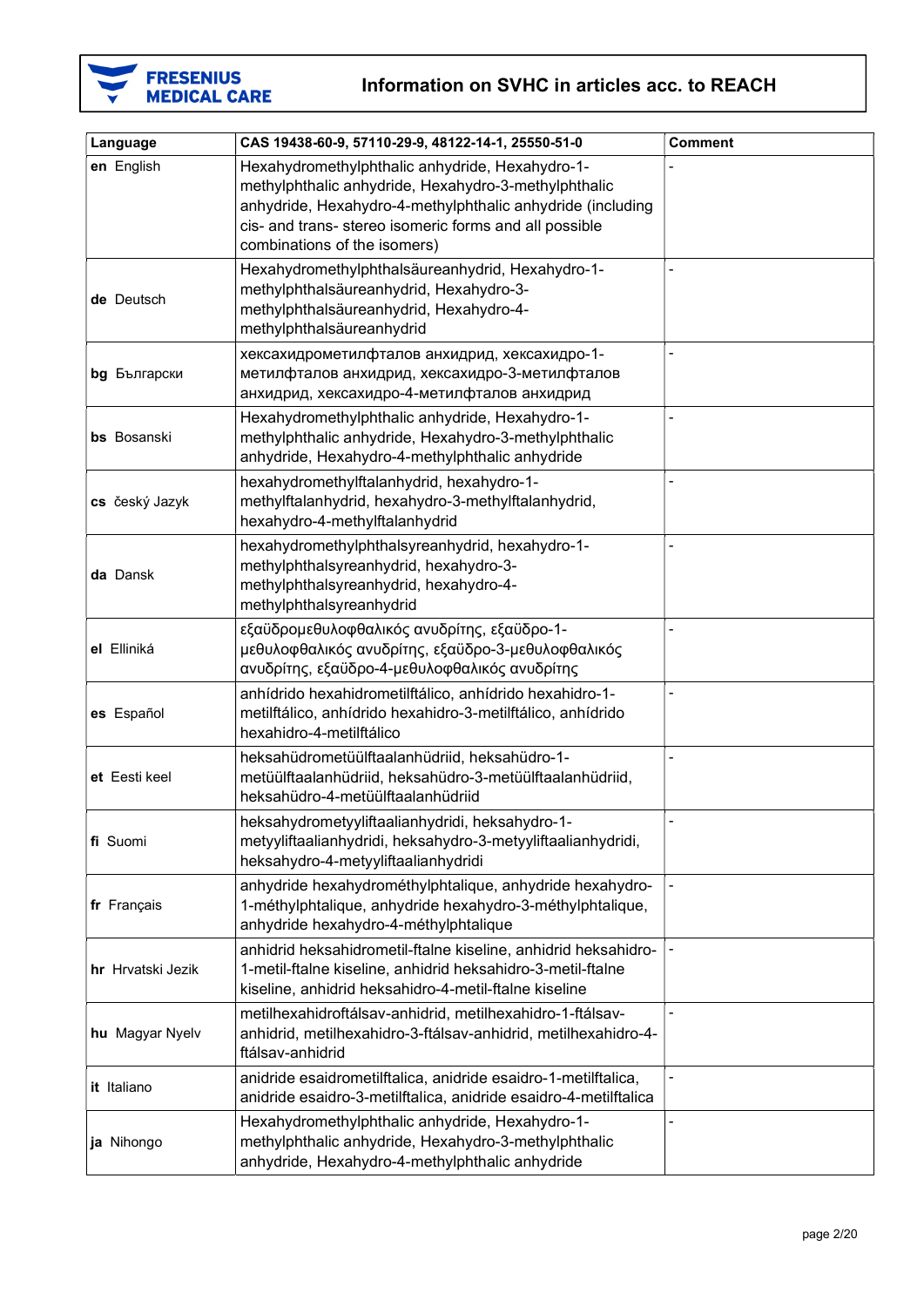| Language | CAS 19438-60-9, 57110-29-9, 48122-14-1, 25550-51-0 | Comment |
|---|---|---|
| **en** English | Hexahydromethylphthalic anhydride, Hexahydro-1-methylphthalic anhydride, Hexahydro-3-methylphthalic anhydride, Hexahydro-4-methylphthalic anhydride (including cis- and trans- stereo isomeric forms and all possible combinations of the isomers) | - |
| **de** Deutsch | Hexahydromethylphthalsäureanhydrid, Hexahydro-1-methylphthalsäureanhydrid, Hexahydro-3-methylphthalsäureanhydrid, Hexahydro-4-methylphthalsäureanhydrid | - |
| **bg** Български | хексахидрометилфталов анхидрид, хексахидро-1-метилфталов анхидрид, хексахидро-3-метилфталов анхидрид, хексахидро-4-метилфталов анхидрид | - |
| **bs** Bosanski | Hexahydromethylphthalic anhydride, Hexahydro-1-methylphthalic anhydride, Hexahydro-3-methylphthalic anhydride, Hexahydro-4-methylphthalic anhydride | - |
| **cs** český Jazyk | hexahydromethylftalanhydrid, hexahydro-1-methylftalanhydrid, hexahydro-3-methylftalanhydrid, hexahydro-4-methylftalanhydrid | - |
| **da** Dansk | hexahydromethylphthalsyreanhydrid, hexahydro-1-methylphthalsyreanhydrid, hexahydro-3-methylphthalsyreanhydrid, hexahydro-4-methylphthalsyreanhydrid | - |
| **el** Elliniká | εξαϋδρομεθυλοφθαλικός ανυδρίτης, εξαϋδρο-1-μεθυλοφθαλικός ανυδρίτης, εξαϋδρο-3-μεθυλοφθαλικός ανυδρίτης, εξαϋδρο-4-μεθυλοφθαλικός ανυδρίτης | - |
| **es** Español | anhídrido hexahidrometilftálico, anhídrido hexahidro-1-metilftálico, anhídrido hexahidro-3-metilftálico, anhídrido hexahidro-4-metilftálico | - |
| **et** Eesti keel | heksahüdrometüülftaalanhüdriid, heksahüdro-1-metüülftaalanhüdriid, heksahüdro-3-metüülftaalanhüdriid, heksahüdro-4-metüülftaalanhüdriid | - |
| **fi** Suomi | heksahydrometyyliftaalianhydridi, heksahydro-1-metyyliftaalianhydridi, heksahydro-3-metyyliftaalianhydridi, heksahydro-4-metyyliftaalianhydridi | - |
| **fr** Français | anhydride hexahydrométhylphtalique, anhydride hexahydro-1-méthylphtalique, anhydride hexahydro-3-méthylphtalique, anhydride hexahydro-4-méthylphtalique | - |
| **hr** Hrvatski Jezik | anhidrid heksahidrometil-ftalne kiseline, anhidrid heksahidro-1-metil-ftalne kiseline, anhidrid heksahidro-3-metil-ftalne kiseline, anhidrid heksahidro-4-metil-ftalne kiseline | - |
| **hu** Magyar Nyelv | metilhexahidroftálsav-anhidrid, metilhexahidro-1-ftálsav-anhidrid, metilhexahidro-3-ftálsav-anhidrid, metilhexahidro-4-ftálsav-anhidrid | - |
| **it** Italiano | anidride esaidrometilftalica, anidride esaidro-1-metilftalica, anidride esaidro-3-metilftalica, anidride esaidro-4-metilftalica | - |
| **ja** Nihongo | Hexahydromethylphthalic anhydride, Hexahydro-1-methylphthalic anhydride, Hexahydro-3-methylphthalic anhydride, Hexahydro-4-methylphthalic anhydride | - |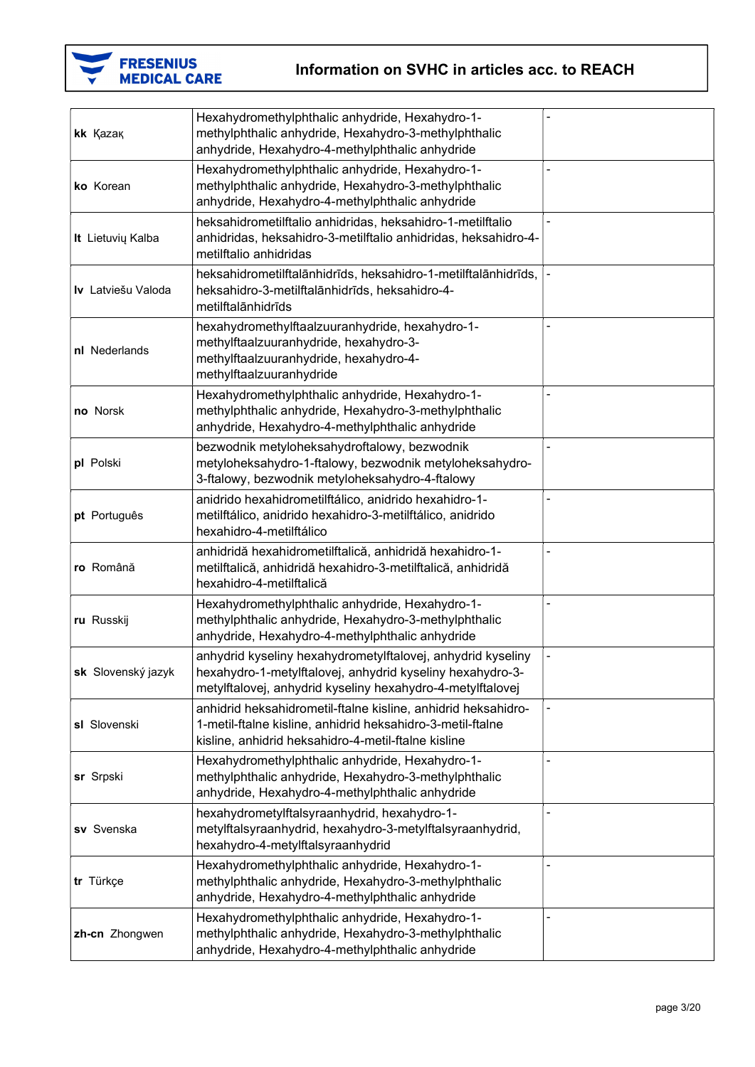| | | |
|---|---|---|
| **kk** Қазақ | Hexahydromethylphthalic anhydride, Hexahydro-1-methylphthalic anhydride, Hexahydro-3-methylphthalic anhydride, Hexahydro-4-methylphthalic anhydride | - |
| **ko** Korean | Hexahydromethylphthalic anhydride, Hexahydro-1-methylphthalic anhydride, Hexahydro-3-methylphthalic anhydride, Hexahydro-4-methylphthalic anhydride | - |
| **lt** Lietuvių Kalba | heksahidrometilftalio anhidridas, heksahidro-1-metilftalio anhidridas, heksahidro-3-metilftalio anhidridas, heksahidro-4-metilftalio anhidridas | - |
| **lv** Latviešu Valoda | heksahidrometilftalānhidrīds, heksahidro-1-metilftalānhidrīds, heksahidro-3-metilftalānhidrīds, heksahidro-4-metilftalānhidrīds | - |
| **nl** Nederlands | hexahydromethylftaalzuuranhydride, hexahydro-1-methylftaalzuuranhydride, hexahydro-3-methylftaalzuuranhydride, hexahydro-4-methylftaalzuuranhydride | - |
| **no** Norsk | Hexahydromethylphthalic anhydride, Hexahydro-1-methylphthalic anhydride, Hexahydro-3-methylphthalic anhydride, Hexahydro-4-methylphthalic anhydride | - |
| **pl** Polski | bezwodnik metyloheksahydroftalowy, bezwodnik metyloheksahydro-1-ftalowy, bezwodnik metyloheksahydro-3-ftalowy, bezwodnik metyloheksahydro-4-ftalowy | - |
| **pt** Português | anidrido hexahidrometilftálico, anidrido hexahidro-1-metilftálico, anidrido hexahidro-3-metilftálico, anidrido hexahidro-4-metilftálico | - |
| **ro** Română | anhidridă hexahidrometilftalică, anhidridă hexahidro-1-metilftalică, anhidridă hexahidro-3-metilftalică, anhidridă hexahidro-4-metilftalică | - |
| **ru** Russkij | Hexahydromethylphthalic anhydride, Hexahydro-1-methylphthalic anhydride, Hexahydro-3-methylphthalic anhydride, Hexahydro-4-methylphthalic anhydride | - |
| **sk** Slovenský jazyk | anhydrid kyseliny hexahydrometylftalovej, anhydrid kyseliny hexahydro-1-metylftalovej, anhydrid kyseliny hexahydro-3-metylftalovej, anhydrid kyseliny hexahydro-4-metylftalovej | - |
| **sl** Slovenski | anhidrid heksahidrometil-ftalne kisline, anhidrid heksahidro-1-metil-ftalne kisline, anhidrid heksahidro-3-metil-ftalne kisline, anhidrid heksahidro-4-metil-ftalne kisline | - |
| **sr** Srpski | Hexahydromethylphthalic anhydride, Hexahydro-1-methylphthalic anhydride, Hexahydro-3-methylphthalic anhydride, Hexahydro-4-methylphthalic anhydride | - |
| **sv** Svenska | hexahydrometylftalsyraanhydrid, hexahydro-1-metylftalsyraanhydrid, hexahydro-3-metylftalsyraanhydrid, hexahydro-4-metylftalsyraanhydrid | - |
| **tr** Türkçe | Hexahydromethylphthalic anhydride, Hexahydro-1-methylphthalic anhydride, Hexahydro-3-methylphthalic anhydride, Hexahydro-4-methylphthalic anhydride | - |
| **zh-cn** Zhongwen | Hexahydromethylphthalic anhydride, Hexahydro-1-methylphthalic anhydride, Hexahydro-3-methylphthalic anhydride, Hexahydro-4-methylphthalic anhydride | - |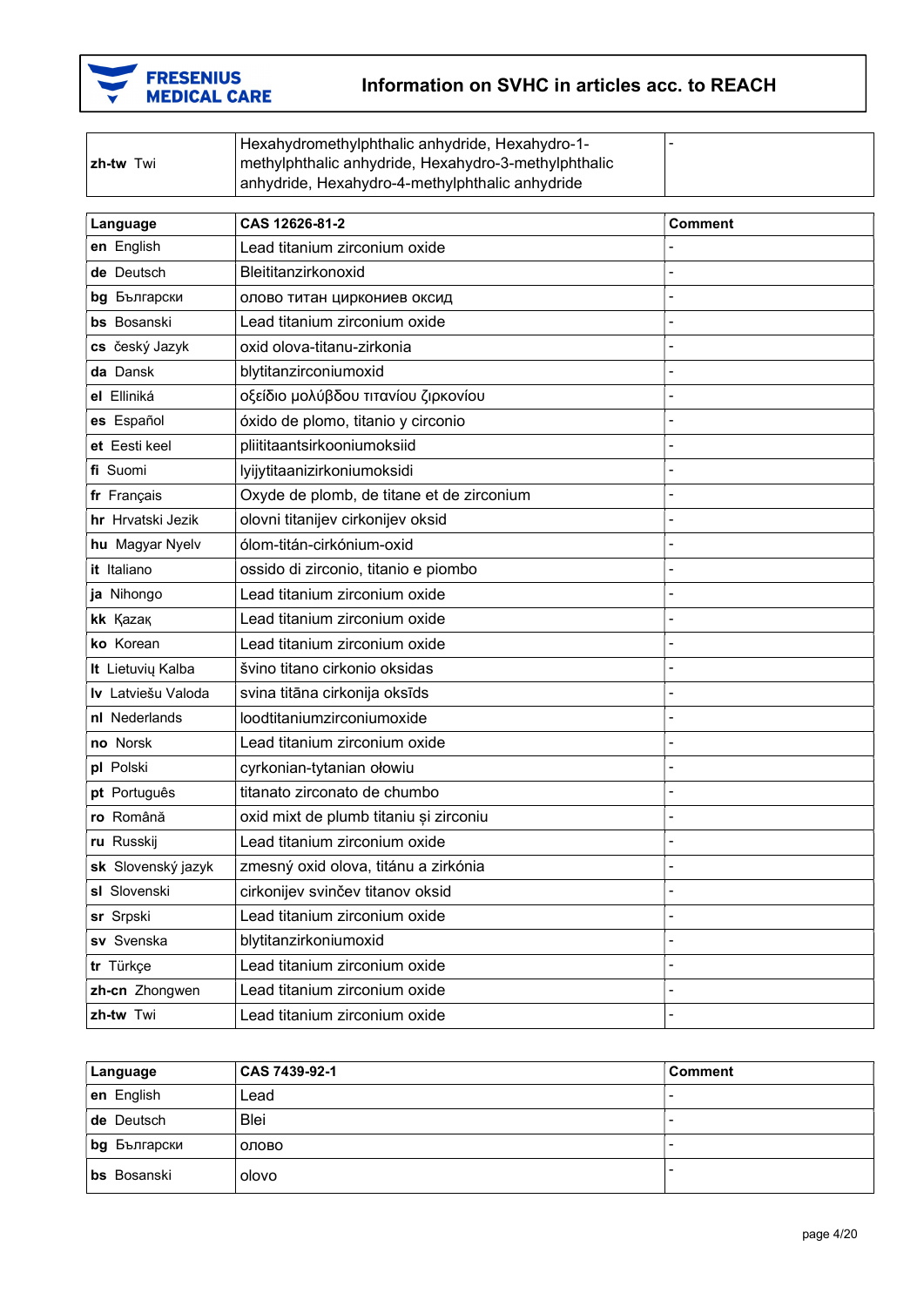| | | |
|---|---|---|
| **zh-tw** Twi | Hexahydromethylphthalic anhydride, Hexahydro-1-methylphthalic anhydride, Hexahydro-3-methylphthalic anhydride, Hexahydro-4-methylphthalic anhydride | - |

| Language | CAS 12626-81-2 | Comment |
|---|---|---|
| **en** English | Lead titanium zirconium oxide | - |
| **de** Deutsch | Bleititanzirkonoxid | - |
| **bg** Български | олово титан цирконием оксид | - |
| **bs** Bosanski | Lead titanium zirconium oxide | - |
| **cs** český Jazyk | oxid olova-titanu-zirkonia | - |
| **da** Dansk | blytitanzirconiumoxid | - |
| **el** Elliniká | οξείδιο μολύβδου τιτανίου ζιρκονίου | - |
| **es** Español | óxido de plomo, titanio y circonio | - |
| **et** Eesti keel | pliititaantsirkooniumoksiid | - |
| **fi** Suomi | lyijytitaanizirkoniumoksidi | - |
| **fr** Français | Oxyde de plomb, de titane et de zirconium | - |
| **hr** Hrvatski Jezik | olovni titanijev cirkonijev oksid | - |
| **hu** Magyar Nyelv | ólom-titán-cirkónium-oxid | - |
| **it** Italiano | ossido di zirconio, titanio e piombo | - |
| **ja** Nihongo | Lead titanium zirconium oxide | - |
| **kk** Қазақ | Lead titanium zirconium oxide | - |
| **ko** Korean | Lead titanium zirconium oxide | - |
| **lt** Lietuvių Kalba | švino titano cirkonio oksidas | - |
| **lv** Latviešu Valoda | svina titāna cirkonija oksīds | - |
| **nl** Nederlands | loodtitaniumzirconiumoxide | - |
| **no** Norsk | Lead titanium zirconium oxide | - |
| **pl** Polski | cyrkonian-tytanian ołowiu | - |
| **pt** Português | titanato zirconato de chumbo | - |
| **ro** Română | oxid mixt de plumb titaniu și zirconiu | - |
| **ru** Russkij | Lead titanium zirconium oxide | - |
| **sk** Slovenský jazyk | zmesný oxid olova, titánu a zirkónia | - |
| **sl** Slovenski | cirkonijev svinčev titanov oksid | - |
| **sr** Srpski | Lead titanium zirconium oxide | - |
| **sv** Svenska | blytitanzirkoniumoxid | - |
| **tr** Türkçe | Lead titanium zirconium oxide | - |
| **zh-cn** Zhongwen | Lead titanium zirconium oxide | - |
| **zh-tw** Twi | Lead titanium zirconium oxide | - |

| Language | CAS 7439-92-1 | Comment |
|---|---|---|
| **en** English | Lead | - |
| **de** Deutsch | Blei | - |
| **bg** Български | олово | - |
| **bs** Bosanski | olovo | - |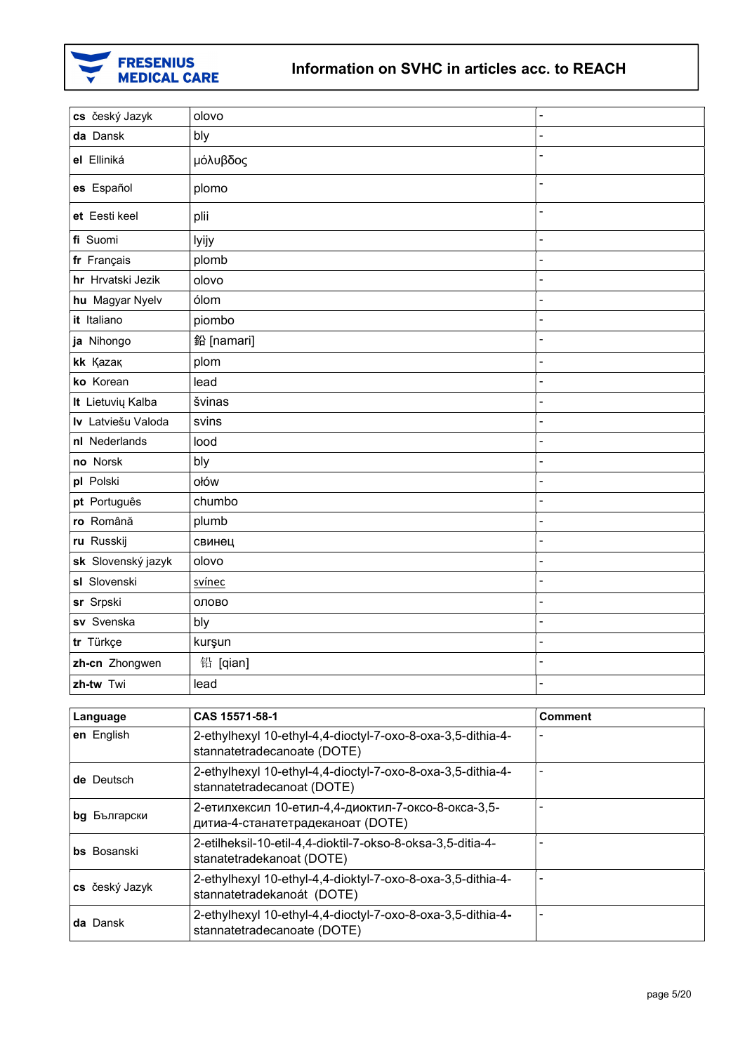| | | |
|---|---|---|
| **cs** český Jazyk | olovo | - |
| **da** Dansk | bly | - |
| **el** Elliniká | μόλυβδος | - |
| **es** Español | plomo | - |
| **et** Eesti keel | plii | - |
| **fi** Suomi | lyijy | - |
| **fr** Français | plomb | - |
| **hr** Hrvatski Jezik | olovo | - |
| **hu** Magyar Nyelv | ólom | - |
| **it** Italiano | piombo | - |
| **ja** Nihongo | 鉛 [namari] | - |
| **kk** Қазақ | plom | - |
| **ko** Korean | lead | - |
| **lt** Lietuvių Kalba | švinas | - |
| **lv** Latviešu Valoda | svins | - |
| **nl** Nederlands | lood | - |
| **no** Norsk | bly | - |
| **pl** Polski | ołów | - |
| **pt** Português | chumbo | - |
| **ro** Română | plumb | - |
| **ru** Russkij | свинец | - |
| **sk** Slovenský jazyk | olovo | - |
| **sl** Slovenski | svínec | - |
| **sr** Srpski | олово | - |
| **sv** Svenska | bly | - |
| **tr** Türkçe | kurşun | - |
| **zh-cn** Zhongwen | 铅 [qian] | - |
| **zh-tw** Twi | lead | - |

| Language | CAS 15571-58-1 | Comment |
|---|---|---|
| **en** English | 2-ethylhexyl 10-ethyl-4,4-dioctyl-7-oxo-8-oxa-3,5-dithia-4-stannatetradecanoate (DOTE) | - |
| **de** Deutsch | 2-ethylhexyl 10-ethyl-4,4-dioctyl-7-oxo-8-oxa-3,5-dithia-4-stannatetradecanoat (DOTE) | - |
| **bg** Български | 2-етилхексил 10-етил-4,4-диоктил-7-оксо-8-окса-3,5-дитиа-4-станатетрадеканоат (DOTE) | - |
| **bs** Bosanski | 2-etilheksil-10-etil-4,4-dioktil-7-okso-8-oksa-3,5-ditia-4-stanatetradekanoat (DOTE) | - |
| **cs** český Jazyk | 2-ethylhexyl 10-ethyl-4,4-dioktyl-7-oxo-8-oxa-3,5-dithia-4-stannatetradekanoát (DOTE) | - |
| **da** Dansk | 2-ethylhexyl 10-ethyl-4,4-dioctyl-7-oxo-8-oxa-3,5-dithia-4-stannatetradecanoate (DOTE) | - |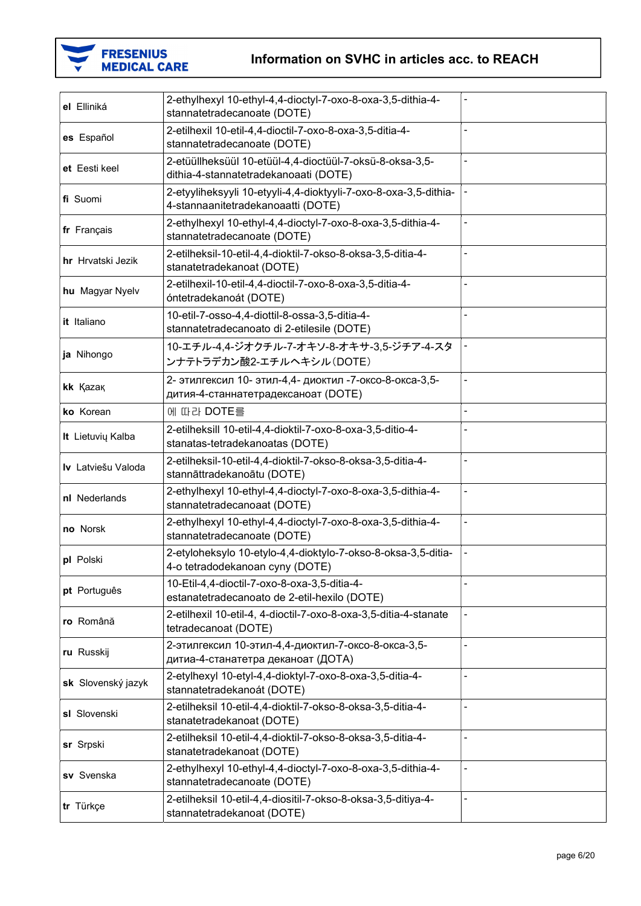| | | |
|---|---|---|
| **el** Elliniká | 2-ethylhexyl 10-ethyl-4,4-dioctyl-7-oxo-8-oxa-3,5-dithia-4-stannatetradecanoate (DOTE) | - |
| **es** Español | 2-etilhexil 10-etil-4,4-dioctil-7-oxo-8-oxa-3,5-ditia-4-stannatetradecanoate (DOTE) | - |
| **et** Eesti keel | 2-etüüllheksüül 10-etüül-4,4-dioctüül-7-oksü-8-oksa-3,5-dithia-4-stannatetradekanoaati (DOTE) | - |
| **fi** Suomi | 2-etyyliheksyyli 10-etyyli-4,4-dioktyyli-7-oxo-8-oxa-3,5-dithia-4-stannaanitetradekanoaatti (DOTE) | - |
| **fr** Français | 2-ethylhexyl 10-ethyl-4,4-dioctyl-7-oxo-8-oxa-3,5-dithia-4-stannatetradecanoate (DOTE) | - |
| **hr** Hrvatski Jezik | 2-etilheksil-10-etil-4,4-dioktil-7-okso-8-oksa-3,5-ditia-4-stanatetradekanoat (DOTE) | - |
| **hu** Magyar Nyelv | 2-etilhexil-10-etil-4,4-dioctil-7-oxo-8-oxa-3,5-ditia-4-óntetradekanoát (DOTE) | - |
| **it** Italiano | 10-etil-7-osso-4,4-diottil-8-ossa-3,5-ditia-4-stannatetradecanoato di 2-etilesile (DOTE) | - |
| **ja** Nihongo | 10-エチル-4,4-ジオクチル-7-オキソ-8-オキサ-3,5-ジチア-4-スタンナテトラデカン酸2-エチルヘキシル(DOTE) | - |
| **kk** Қазақ | 2- этилгексил 10- этил-4,4- диоктил -7-оксо-8-окса-3,5-дития-4-станнатетрадексаноат (DOTE) | - |
| **ko** Korean | 에 따라 DOTE를 | - |
| **lt** Lietuvių Kalba | 2-etilheksill 10-etil-4,4-dioktil-7-oxo-8-oxa-3,5-ditio-4-stanatas-tetradekanoatas (DOTE) | - |
| **lv** Latviešu Valoda | 2-etilheksil-10-etil-4,4-dioktil-7-okso-8-oksa-3,5-ditia-4-stannāttradekanoātu (DOTE) | - |
| **nl** Nederlands | 2-ethylhexyl 10-ethyl-4,4-dioctyl-7-oxo-8-oxa-3,5-dithia-4-stannatetradecanoaat (DOTE) | - |
| **no** Norsk | 2-ethylhexyl 10-ethyl-4,4-dioctyl-7-oxo-8-oxa-3,5-dithia-4-stannatetradecanoate (DOTE) | - |
| **pl** Polski | 2-etyloheksylo 10-etylo-4,4-dioktylo-7-okso-8-oksa-3,5-ditia-4-o tetradodekanoan cyny (DOTE) | - |
| **pt** Português | 10-Etil-4,4-dioctil-7-oxo-8-oxa-3,5-ditia-4-estanatetradecanoato de 2-etil-hexilo (DOTE) | - |
| **ro** Română | 2-etilhexil 10-etil-4, 4-dioctil-7-oxo-8-oxa-3,5-ditia-4-stanate tetradecanoat (DOTE) | - |
| **ru** Russkij | 2-этилгексил 10-этил-4,4-диоктил-7-оксо-8-окса-3,5-дитиа-4-станатетра деканоат (ДОТА) | - |
| **sk** Slovenský jazyk | 2-etylhexyl 10-etyl-4,4-dioktyl-7-oxo-8-oxa-3,5-ditia-4-stannatetradekanoát (DOTE) | - |
| **sl** Slovenski | 2-etilheksil 10-etil-4,4-dioktil-7-okso-8-oksa-3,5-ditia-4-stanatetradekanoat (DOTE) | - |
| **sr** Srpski | 2-etilheksil 10-etil-4,4-dioktil-7-okso-8-oksa-3,5-ditia-4-stanatetradekanoat (DOTE) | - |
| **sv** Svenska | 2-ethylhexyl 10-ethyl-4,4-dioctyl-7-oxo-8-oxa-3,5-dithia-4-stannatetradecanoate (DOTE) | - |
| **tr** Türkçe | 2-etilheksil 10-etil-4,4-diositil-7-okso-8-oksa-3,5-ditiya-4-stannatetradekanoat (DOTE) | - |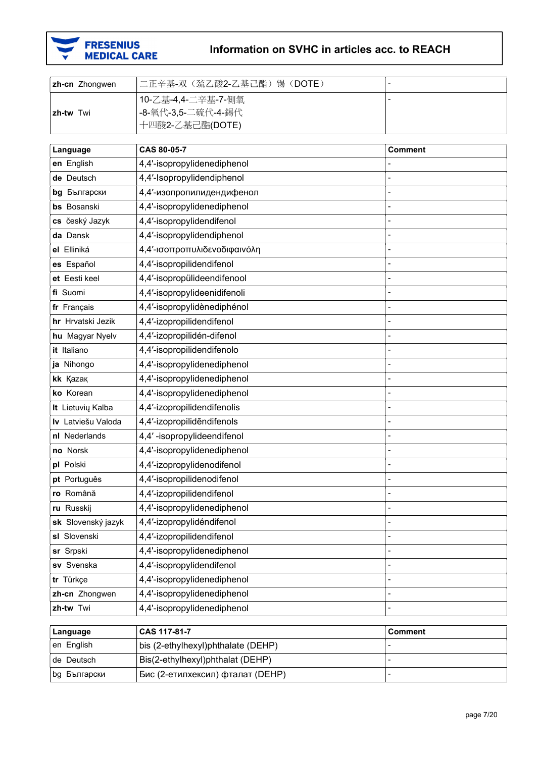| | | |
|---|---|---|
| **zh-cn** Zhongwen | 二正辛基-双（巯乙酸2-乙基己酯）锡（DOTE） | - |
| **zh-tw** Twi | 10-乙基-4,4-二辛基-7-側氧<br>-8-氧代-3,5-二硫代-4-錫代<br>十四酸2-乙基已酯(DOTE) | - |

| **Language** | **CAS 80-05-7** | **Comment** |
|---|---|---|
| **en** English | 4,4′-isopropylidenediphenol | - |
| **de** Deutsch | 4,4′-Isopropylidendiphenol | - |
| **bg** Български | 4,4′-изопропилидендифенол | - |
| **bs** Bosanski | 4,4'-isopropylidenediphenol | - |
| **cs** český Jazyk | 4,4′-isopropylidendifenol | - |
| **da** Dansk | 4,4′-isopropylidendiphenol | - |
| **el** Elliniká | 4,4′-ισοπροπυλιδενοδιφαινόλη | - |
| **es** Español | 4,4′-isopropilidendifenol | - |
| **et** Eesti keel | 4,4′-isopropülideendifenool | - |
| **fi** Suomi | 4,4′-isopropylideenidifenoli | - |
| **fr** Français | 4,4′-isopropylidènediphénol | - |
| **hr** Hrvatski Jezik | 4,4′-izopropilidendifenol | - |
| **hu** Magyar Nyelv | 4,4′-izopropilidén-difenol | - |
| **it** Italiano | 4,4′-isopropilidendifenolo | - |
| **ja** Nihongo | 4,4'-isopropylidenediphenol | - |
| **kk** Қазақ | 4,4'-isopropylidenediphenol | - |
| **ko** Korean | 4,4'-isopropylidenediphenol | - |
| **lt** Lietuvių Kalba | 4,4′-izopropilidendifenolis | - |
| **lv** Latviešu Valoda | 4,4′-izopropilidēndifenols | - |
| **nl** Nederlands | 4,4′ -isopropylideendifenol | - |
| **no** Norsk | 4,4'-isopropylidenediphenol | - |
| **pl** Polski | 4,4′-izopropylidenodifenol | - |
| **pt** Português | 4,4′-isopropilidenodifenol | - |
| **ro** Română | 4,4′-izopropilidendifenol | - |
| **ru** Russkij | 4,4'-isopropylidenediphenol | - |
| **sk** Slovenský jazyk | 4,4′-izopropylidéndifenol | - |
| **sl** Slovenski | 4,4′-izopropilidendifenol | - |
| **sr** Srpski | 4,4'-isopropylidenediphenol | - |
| **sv** Svenska | 4,4′-isopropylidendifenol | - |
| **tr** Türkçe | 4,4'-isopropylidenediphenol | - |
| **zh-cn** Zhongwen | 4,4'-isopropylidenediphenol | - |
| **zh-tw** Twi | 4,4'-isopropylidenediphenol | - |

| **Language** | **CAS 117-81-7** | **Comment** |
|---|---|---|
| en English | bis (2-ethylhexyl)phthalate (DEHP) | - |
| de Deutsch | Bis(2-ethylhexyl)phthalat (DEHP) | - |
| bg Български | Бис (2-етилхексил) фталат (DEHP) | - |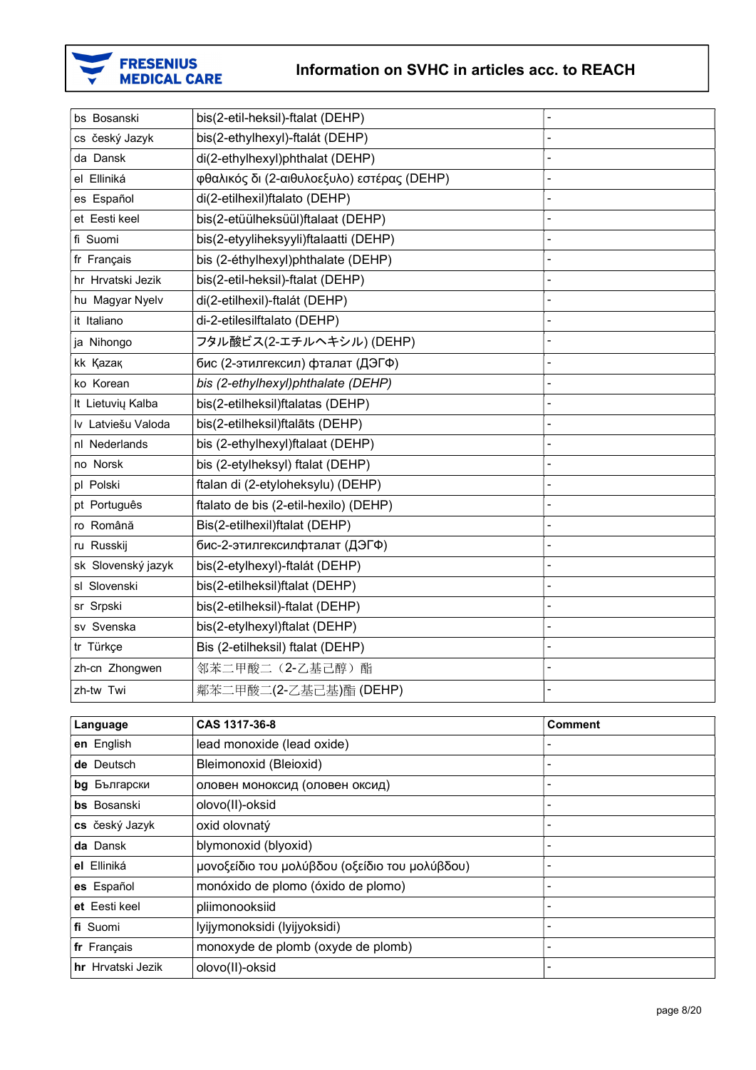| | | |
|---|---|---|
| bs Bosanski | bis(2-etil-heksil)-ftalat (DEHP) | - |
| cs český Jazyk | bis(2-ethylhexyl)-ftalát (DEHP) | - |
| da Dansk | di(2-ethylhexyl)phthalat (DEHP) | - |
| el Elliniká | φθαλικός δι (2-αιθυλοεξυλο) εστέρας (DEHP) | - |
| es Español | di(2-etilhexil)ftalato (DEHP) | - |
| et Eesti keel | bis(2-etüülheksüül)ftalaat (DEHP) | - |
| fi Suomi | bis(2-etyyliheksyyli)ftalaatti (DEHP) | - |
| fr Français | bis (2-éthylhexyl)phthalate (DEHP) | - |
| hr Hrvatski Jezik | bis(2-etil-heksil)-ftalat (DEHP) | - |
| hu Magyar Nyelv | di(2-etilhexil)-ftalát (DEHP) | - |
| it Italiano | di-2-etilesilftalato (DEHP) | - |
| ja Nihongo | フタル酸ビス(2-エチルヘキシル) (DEHP) | - |
| kk Қазақ | бис (2-этилгексил) фталат (ДЭГФ) | - |
| ko Korean | *bis (2-ethylhexyl)phthalate (DEHP)* | - |
| lt Lietuvių Kalba | bis(2-etilheksil)ftalatas (DEHP) | - |
| lv Latviešu Valoda | bis(2-etilheksil)ftalāts (DEHP) | - |
| nl Nederlands | bis (2-ethylhexyl)ftalaat (DEHP) | - |
| no Norsk | bis (2-etylheksyl) ftalat (DEHP) | - |
| pl Polski | ftalan di (2-etyloheksylu) (DEHP) | - |
| pt Português | ftalato de bis (2-etil-hexilo) (DEHP) | - |
| ro Română | Bis(2-etilhexil)ftalat (DEHP) | - |
| ru Russkij | бис-2-этилгексилфталат (ДЭГФ) | - |
| sk Slovenský jazyk | bis(2-etylhexyl)-ftalát (DEHP) | - |
| sl Slovenski | bis(2-etilheksil)ftalat (DEHP) | - |
| sr Srpski | bis(2-etilheksil)-ftalat (DEHP) | - |
| sv Svenska | bis(2-etylhexyl)ftalat (DEHP) | - |
| tr Türkçe | Bis (2-etilheksil) ftalat (DEHP) | - |
| zh-cn Zhongwen | 邻苯二甲酸二（2-乙基己醇）酯 | - |
| zh-tw Twi | 鄰苯二甲酸二(2-乙基己基)酯 (DEHP) | - |

| Language | CAS 1317-36-8 | Comment |
|---|---|---|
| **en** English | lead monoxide (lead oxide) | - |
| **de** Deutsch | Bleimonoxid (Bleioxid) | - |
| **bg** Български | оловен моноксид (оловен оксид) | - |
| **bs** Bosanski | olovo(II)-oksid | - |
| **cs** český Jazyk | oxid olovnatý | - |
| **da** Dansk | blymonoxid (blyoxid) | - |
| **el** Elliniká | μονοξείδιο του μολύβδου (οξείδιο του μολύβδου) | - |
| **es** Español | monóxido de plomo (óxido de plomo) | - |
| **et** Eesti keel | pliimonooksiid | - |
| **fi** Suomi | lyijymonoksidi (lyijyoksidi) | - |
| **fr** Français | monoxyde de plomb (oxyde de plomb) | - |
| **hr** Hrvatski Jezik | olovo(II)-oksid | - |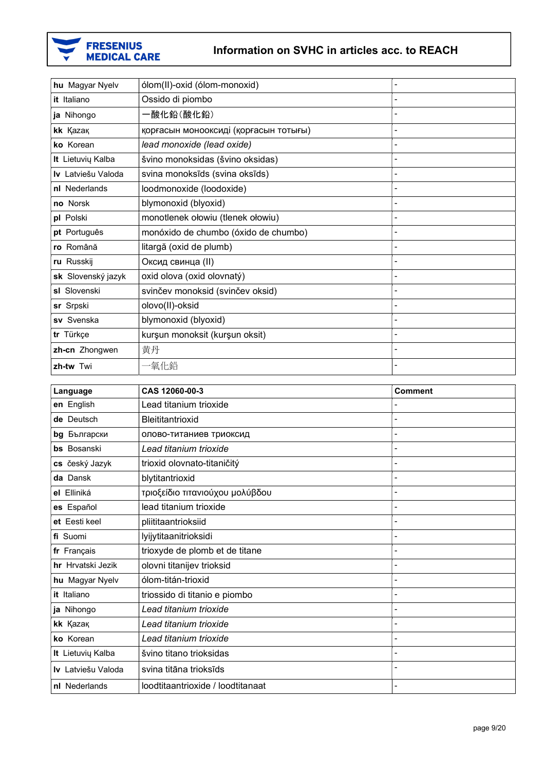| | | |
|---|---|---|
| **hu** Magyar Nyelv | ólom(II)-oxid (ólom-monoxid) | - |
| **it** Italiano | Ossido di piombo | - |
| **ja** Nihongo | 一酸化鉛(酸化鉛) | - |
| **kk** Қазақ | қорғасын монооксиді (қорғасын тотығы) | - |
| **ko** Korean | *lead monoxide (lead oxide)* | - |
| **lt** Lietuvių Kalba | švino monoksidas (švino oksidas) | - |
| **lv** Latviešu Valoda | svina monoksīds (svina oksīds) | - |
| **nl** Nederlands | loodmonoxide (loodoxide) | - |
| **no** Norsk | blymonoxid (blyoxid) | - |
| **pl** Polski | monotlenek ołowiu (tlenek ołowiu) | - |
| **pt** Português | monóxido de chumbo (óxido de chumbo) | - |
| **ro** Română | litargă (oxid de plumb) | - |
| **ru** Russkij | Оксид свинца (II) | - |
| **sk** Slovenský jazyk | oxid olova (oxid olovnatý) | - |
| **sl** Slovenski | svinčev monoksid (svinčev oksid) | - |
| **sr** Srpski | olovo(II)-oksid | - |
| **sv** Svenska | blymonoxid (blyoxid) | - |
| **tr** Türkçe | kurşun monoksit (kurşun oksit) | - |
| **zh-cn** Zhongwen | 黄丹 | - |
| **zh-tw** Twi | 一氧化鉛 | - |

| Language | CAS 12060-00-3 | Comment |
|---|---|---|
| **en** English | Lead titanium trioxide | - |
| **de** Deutsch | Bleititantrioxid | - |
| **bg** Български | олово-титаниев триоксид | - |
| **bs** Bosanski | *Lead titanium trioxide* | - |
| **cs** český Jazyk | trioxid olovnato-titaničitý | - |
| **da** Dansk | blytitantrioxid | - |
| **el** Elliniká | τριοξείδιο τιτανιούχου μολύβδου | - |
| **es** Español | lead titanium trioxide | - |
| **et** Eesti keel | pliititaantrioksiid | - |
| **fi** Suomi | lyijytitaanitrioksidi | - |
| **fr** Français | trioxyde de plomb et de titane | - |
| **hr** Hrvatski Jezik | olovni titanijev trioksid | - |
| **hu** Magyar Nyelv | ólom-titán-trioxid | - |
| **it** Italiano | triossido di titanio e piombo | - |
| **ja** Nihongo | *Lead titanium trioxide* | - |
| **kk** Қазақ | *Lead titanium trioxide* | - |
| **ko** Korean | *Lead titanium trioxide* | - |
| **lt** Lietuvių Kalba | švino titano trioksidas | - |
| **lv** Latviešu Valoda | svina titāna trioksīds | - |
| **nl** Nederlands | loodtitaantrioxide / loodtitanaat | - |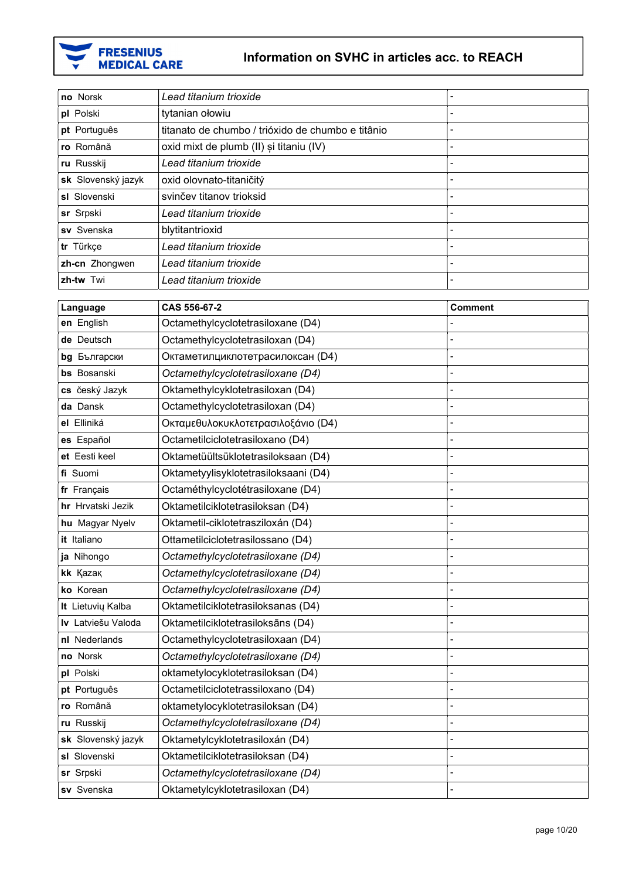| | | |
|---|---|---|
| **no** Norsk | *Lead titanium trioxide* | - |
| **pl** Polski | tytanian ołowiu | - |
| **pt** Português | titanato de chumbo / trióxido de chumbo e titânio | - |
| **ro** Română | oxid mixt de plumb (II) și titaniu (IV) | - |
| **ru** Russkij | *Lead titanium trioxide* | - |
| **sk** Slovenský jazyk | oxid olovnato-titaničitý | - |
| **sl** Slovenski | svinčev titanov trioksid | - |
| **sr** Srpski | *Lead titanium trioxide* | - |
| **sv** Svenska | blytitantrioxid | - |
| **tr** Türkçe | *Lead titanium trioxide* | - |
| **zh-cn** Zhongwen | *Lead titanium trioxide* | - |
| **zh-tw** Twi | *Lead titanium trioxide* | - |

| Language | CAS 556-67-2 | Comment |
|---|---|---|
| **en** English | Octamethylcyclotetrasiloxane (D4) | - |
| **de** Deutsch | Octamethylcyclotetrasiloxan (D4) | - |
| **bg** Български | Октаметилциклотетрасилоксан (D4) | - |
| **bs** Bosanski | *Octamethylcyclotetrasiloxane (D4)* | - |
| **cs** český Jazyk | Oktamethylcyklotetrasiloxan (D4) | - |
| **da** Dansk | Octamethylcyclotetrasiloxan (D4) | - |
| **el** Elliniká | Οκταμεθυλοκυκλοτετρασιλοξάνιο (D4) | - |
| **es** Español | Octametilciclotetrasiloxano (D4) | - |
| **et** Eesti keel | Oktametüültsüklotetrasiloksaan (D4) | - |
| **fi** Suomi | Oktametyylisyklotetrasiloksaani (D4) | - |
| **fr** Français | Octaméthylcyclotétrasiloxane (D4) | - |
| **hr** Hrvatski Jezik | Oktametilciklotetrasiloksan (D4) | - |
| **hu** Magyar Nyelv | Oktametil-ciklotetrasziloxán (D4) | - |
| **it** Italiano | Ottametilciclotetrasilossano (D4) | - |
| **ja** Nihongo | *Octamethylcyclotetrasiloxane (D4)* | - |
| **kk** Қазақ | *Octamethylcyclotetrasiloxane (D4)* | - |
| **ko** Korean | *Octamethylcyclotetrasiloxane (D4)* | - |
| **lt** Lietuvių Kalba | Oktametilciklotetrasiloksanas (D4) | - |
| **lv** Latviešu Valoda | Oktametilciklotetrasiloksāns (D4) | - |
| **nl** Nederlands | Octamethylcyclotetrasiloxaan (D4) | - |
| **no** Norsk | *Octamethylcyclotetrasiloxane (D4)* | - |
| **pl** Polski | oktametylocyklotetrasiloksan (D4) | - |
| **pt** Português | Octametilciclotetrassiloxano (D4) | - |
| **ro** Română | oktametylocyklotetrasiloksan (D4) | - |
| **ru** Russkij | *Octamethylcyclotetrasiloxane (D4)* | - |
| **sk** Slovenský jazyk | Oktametylcyklotetrasiloxán (D4) | - |
| **sl** Slovenski | Oktametilciklotetrasiloksan (D4) | - |
| **sr** Srpski | *Octamethylcyclotetrasiloxane (D4)* | - |
| **sv** Svenska | Oktametylcyklotetrasiloxan (D4) | - |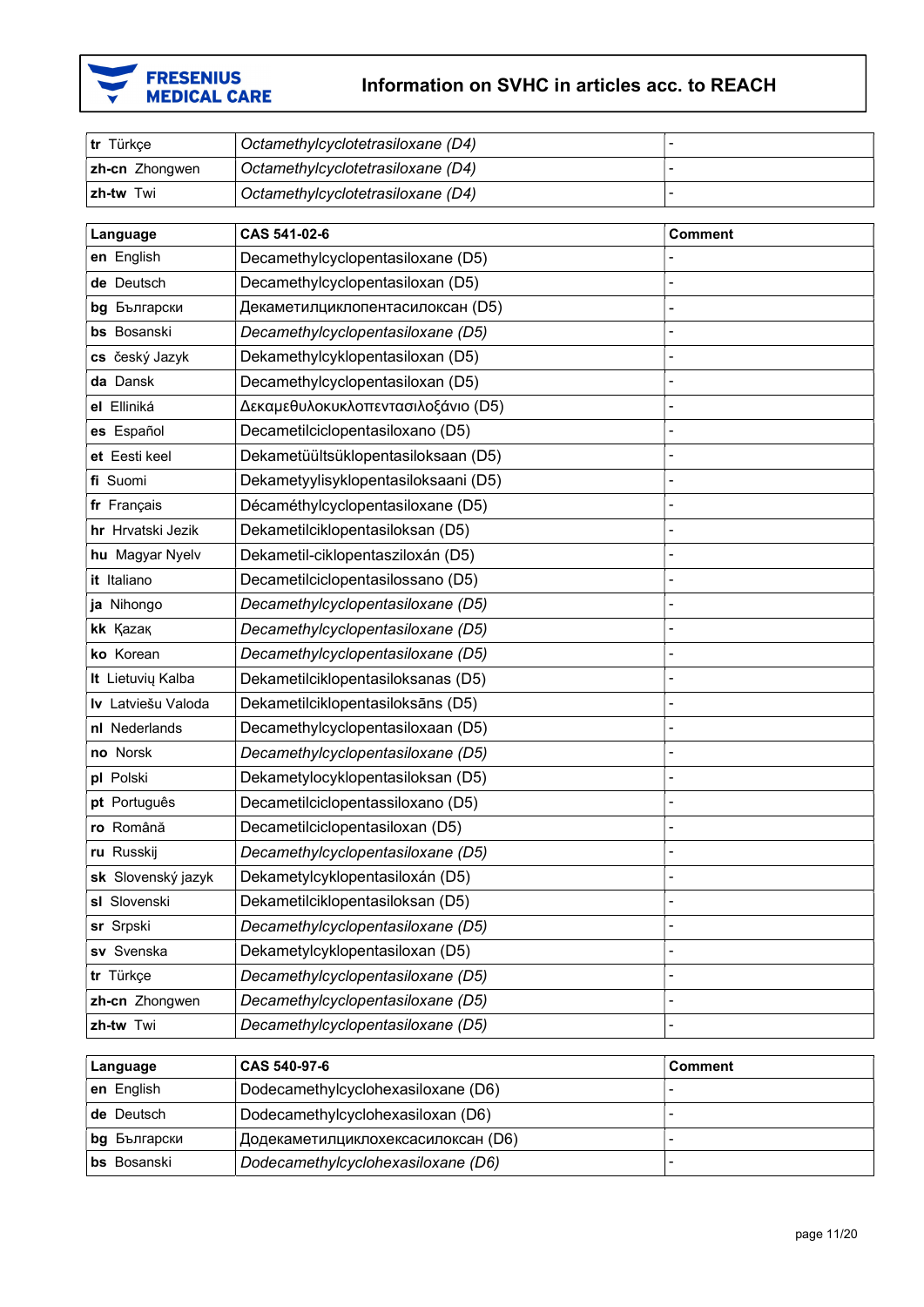| | | |
|---|---|---|
| **tr** Türkçe | *Octamethylcyclotetrasiloxane (D4)* | - |
| **zh-cn** Zhongwen | *Octamethylcyclotetrasiloxane (D4)* | - |
| **zh-tw** Twi | *Octamethylcyclotetrasiloxane (D4)* | - |

| **Language** | **CAS 541-02-6** | **Comment** |
|---|---|---|
| **en** English | Decamethylcyclopentasiloxane (D5) | - |
| **de** Deutsch | Decamethylcyclopentasiloxan (D5) | - |
| **bg** Български | Декаметилциклопентасилоксан (D5) | - |
| **bs** Bosanski | *Decamethylcyclopentasiloxane (D5)* | - |
| **cs** český Jazyk | Dekamethylcyklopentasiloxan (D5) | - |
| **da** Dansk | Decamethylcyclopentasiloxan (D5) | - |
| **el** Elliniká | Δεκαμεθυλοκυκλοπενταισιλοξάνιο (D5) | - |
| **es** Español | Decametilciclopentasiloxano (D5) | - |
| **et** Eesti keel | Dekametüültsüklopentasiloksaan (D5) | - |
| **fi** Suomi | Dekametyylisyklopentasiloksaani (D5) | - |
| **fr** Français | Décaméthylcyclopentasiloxane (D5) | - |
| **hr** Hrvatski Jezik | Dekametilciklopentasiloksan (D5) | - |
| **hu** Magyar Nyelv | Dekametil-ciklopentasziloxán (D5) | - |
| **it** Italiano | Decametilciclopentasilossano (D5) | - |
| **ja** Nihongo | *Decamethylcyclopentasiloxane (D5)* | - |
| **kk** Қазақ | *Decamethylcyclopentasiloxane (D5)* | - |
| **ko** Korean | *Decamethylcyclopentasiloxane (D5)* | - |
| **lt** Lietuvių Kalba | Dekametilciklopentasiloksanas (D5) | - |
| **lv** Latviešu Valoda | Dekametilciklopentasiloksāns (D5) | - |
| **nl** Nederlands | Decamethylcyclopentasiloxaan (D5) | - |
| **no** Norsk | *Decamethylcyclopentasiloxane (D5)* | - |
| **pl** Polski | Dekametylocyklopentasiloksan (D5) | - |
| **pt** Português | Decametilciclopentassiloxano (D5) | - |
| **ro** Română | Decametilciclopentasiloxan (D5) | - |
| **ru** Russkij | *Decamethylcyclopentasiloxane (D5)* | - |
| **sk** Slovenský jazyk | Dekametylcyklopentasiloxán (D5) | - |
| **sl** Slovenski | Dekametilciklopentasiloksan (D5) | - |
| **sr** Srpski | *Decamethylcyclopentasiloxane (D5)* | - |
| **sv** Svenska | Dekametylcyklopentasiloxan (D5) | - |
| **tr** Türkçe | *Decamethylcyclopentasiloxane (D5)* | - |
| **zh-cn** Zhongwen | *Decamethylcyclopentasiloxane (D5)* | - |
| **zh-tw** Twi | *Decamethylcyclopentasiloxane (D5)* | - |

| **Language** | **CAS 540-97-6** | **Comment** |
|---|---|---|
| **en** English | Dodecamethylcyclohexasiloxane (D6) | - |
| **de** Deutsch | Dodecamethylcyclohexasiloxan (D6) | - |
| **bg** Български | Додекаметилциклохексасилоксан (D6) | - |
| **bs** Bosanski | *Dodecamethylcyclohexasiloxane (D6)* | - |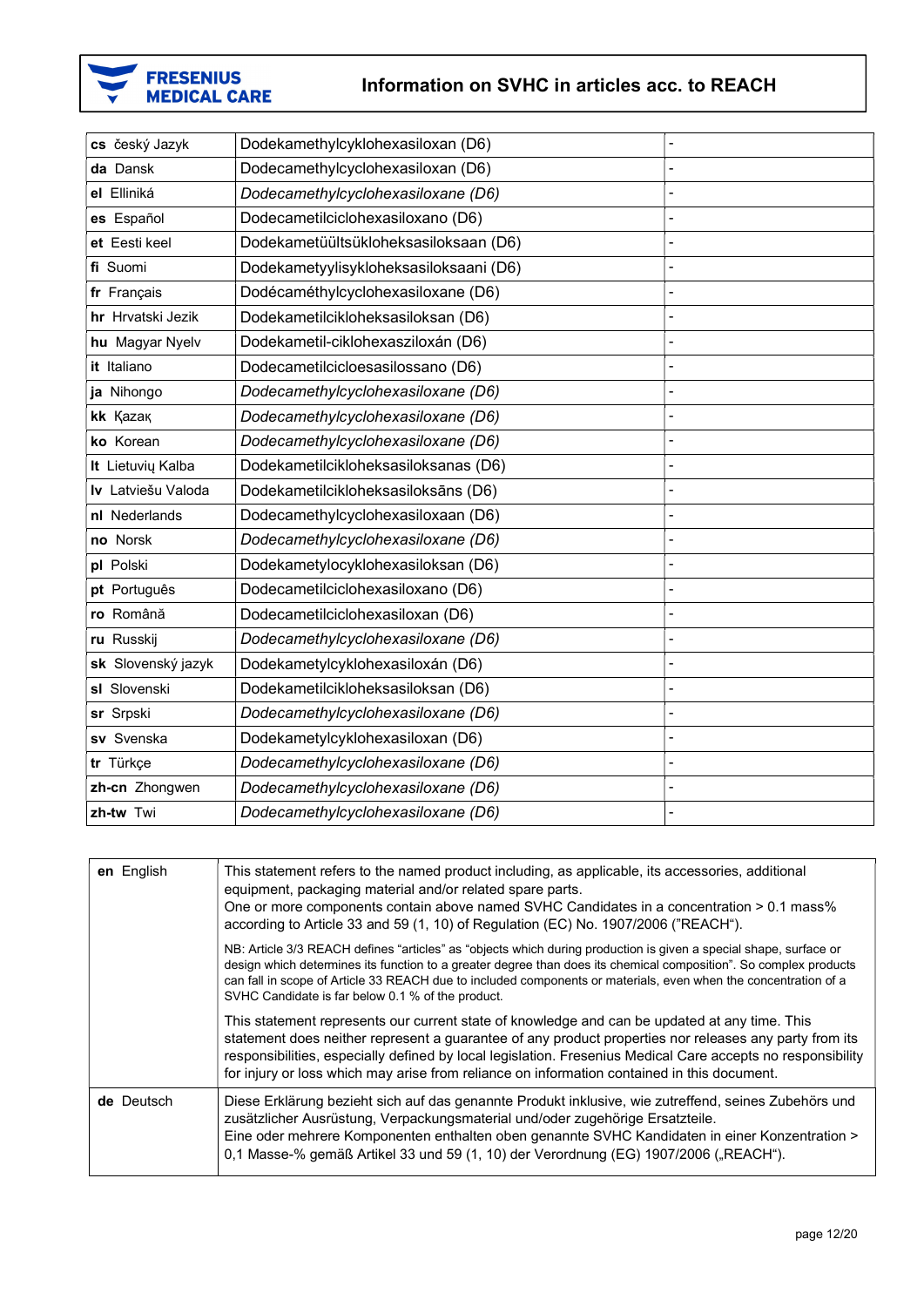| **cs** český Jazyk | Dodekamethylcyklohexasiloxan (D6) | - |
|---|---|---|
| **da** Dansk | Dodecamethylcyclohexasiloxan (D6) | - |
| **el** Elliniká | *Dodecamethylcyclohexasiloxane (D6)* | - |
| **es** Español | Dodecametilciclohexasiloxano (D6) | - |
| **et** Eesti keel | Dodekametüültsükloheksasiloksaan (D6) | - |
| **fi** Suomi | Dodekametyylisykloheksasiloksaani (D6) | - |
| **fr** Français | Dodécaméthylcyclohexasiloxane (D6) | - |
| **hr** Hrvatski Jezik | Dodekametilcikloheksasiloksan (D6) | - |
| **hu** Magyar Nyelv | Dodekametil-ciklohexaszilоxán (D6) | - |
| **it** Italiano | Dodecametilcicloesasilossano (D6) | - |
| **ja** Nihongo | *Dodecamethylcyclohexasiloxane (D6)* | - |
| **kk** Қазақ | *Dodecamethylcyclohexasiloxane (D6)* | - |
| **ko** Korean | *Dodecamethylcyclohexasiloxane (D6)* | - |
| **lt** Lietuvių Kalba | Dodekametilcikloheksasiloksanas (D6) | - |
| **lv** Latviešu Valoda | Dodekametilcikloheksasiloksāns (D6) | - |
| **nl** Nederlands | Dodecamethylcyclohexasiloxaan (D6) | - |
| **no** Norsk | *Dodecamethylcyclohexasiloxane (D6)* | - |
| **pl** Polski | Dodekametylocykloheksasiloksan (D6) | - |
| **pt** Português | Dodecametilciclohexasiloxano (D6) | - |
| **ro** Română | Dodecametilciclohexasiloxan (D6) | - |
| **ru** Russkij | *Dodecamethylcyclohexasiloxane (D6)* | - |
| **sk** Slovenský jazyk | Dodekametylcyklohexasiloxán (D6) | - |
| **sl** Slovenski | Dodekametilcikloheksasiloksan (D6) | - |
| **sr** Srpski | *Dodecamethylcyclohexasiloxane (D6)* | - |
| **sv** Svenska | Dodekametylcyklohexasiloxan (D6) | - |
| **tr** Türkçe | *Dodecamethylcyclohexasiloxane (D6)* | - |
| **zh-cn** Zhongwen | *Dodecamethylcyclohexasiloxane (D6)* | - |
| **zh-tw** Twi | *Dodecamethylcyclohexasiloxane (D6)* | - |

| | |
|---|---|
| **en** English | This statement refers to the named product including, as applicable, its accessories, additional equipment, packaging material and/or related spare parts.<br>One or more components contain above named SVHC Candidates in a concentration > 0.1 mass% according to Article 33 and 59 (1, 10) of Regulation (EC) No. 1907/2006 ("REACH").<br><br>NB: Article 3/3 REACH defines "articles" as "objects which during production is given a special shape, surface or design which determines its function to a greater degree than does its chemical composition". So complex products can fall in scope of Article 33 REACH due to included components or materials, even when the concentration of a SVHC Candidate is far below 0.1 % of the product.<br><br>This statement represents our current state of knowledge and can be updated at any time. This statement does neither represent a guarantee of any product properties nor releases any party from its responsibilities, especially defined by local legislation. Fresenius Medical Care accepts no responsibility for injury or loss which may arise from reliance on information contained in this document. |
| **de** Deutsch | Diese Erklärung bezieht sich auf das genannte Produkt inklusive, wie zutreffend, seines Zubehörs und zusätzlicher Ausrüstung, Verpackungsmaterial und/oder zugehörige Ersatzteile.<br>Eine oder mehrere Komponenten enthalten oben genannte SVHC Kandidaten in einer Konzentration > 0,1 Masse-% gemäß Artikel 33 und 59 (1, 10) der Verordnung (EG) 1907/2006 („REACH"). |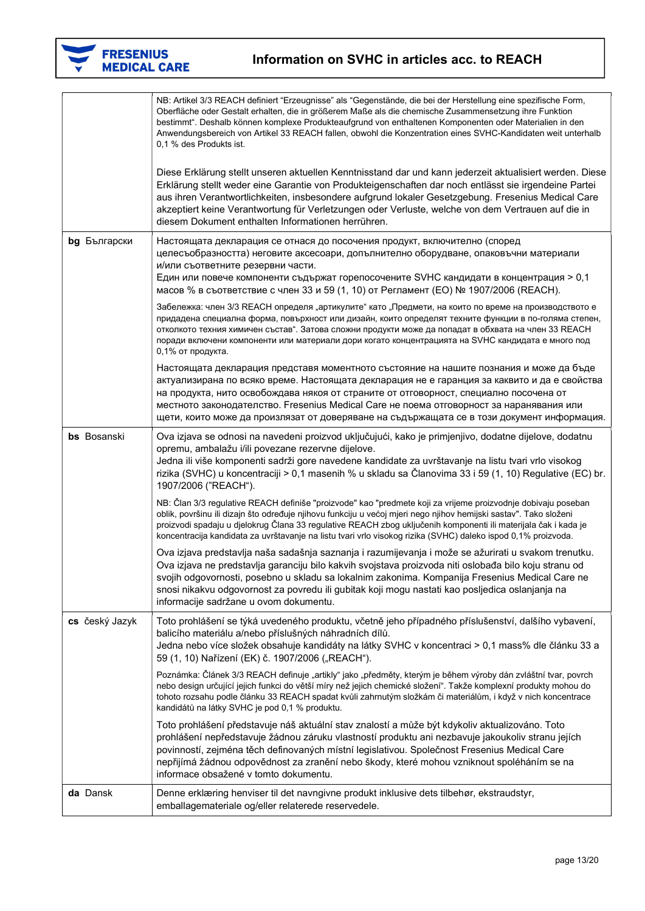| | |
|---|---|
| | NB: Artikel 3/3 REACH definiert "Erzeugnisse" als "Gegenstände, die bei der Herstellung eine spezifische Form, Oberfläche oder Gestalt erhalten, die in größerem Maße als die chemische Zusammensetzung ihre Funktion bestimmt". Deshalb können komplexe Produkteaufgrund von enthaltenen Komponenten oder Materialien in den Anwendungsbereich von Artikel 33 REACH fallen, obwohl die Konzentration eines SVHC-Kandidaten weit unterhalb 0,1 % des Produkts ist.<br><br>Diese Erklärung stellt unseren aktuellen Kenntnisstand dar und kann jederzeit aktualisiert werden. Diese Erklärung stellt weder eine Garantie von Produkteigenschaften dar noch entlässt sie irgendeine Partei aus ihren Verantwortlichkeiten, insbesondere aufgrund lokaler Gesetzgebung. Fresenius Medical Care akzeptiert keine Verantwortung für Verletzungen oder Verluste, welche von dem Vertrauen auf die in diesem Dokument enthalten Informationen herrühren. |
| **bg** Български | Настоящата декларация се отнася до посочения продукт, включително (според целесъобразността) неговите аксесоари, допълнително оборудване, опаковъчни материали и/или съответните резервни части.<br>Един или повече компоненти съдържат горепосочените SVHC кандидати в концентрация > 0,1 масов % в съответствие с член 33 и 59 (1, 10) от Регламент (ЕО) № 1907/2006 (REACH).<br><br>Забележка: член 3/3 REACH определя „артикулите" като „Предмети, на които по време на производството е придадена специална форма, повърхност или дизайн, които определят техните функции в по-голяма степен, отколкото техния химичен състав". Затова сложни продукти може да попаднат в обхвата на член 33 REACH поради включени компоненти или материали дори когато концентрацията на SVHC кандидата е много под 0,1% от продукта.<br><br>Настоящата декларация представя моментното състояние на нашите познания и може да бъде актуализирана по всяко време. Настоящата декларация не е гаранция за каквито и да е свойства на продукта, нито освобождава някоя от страните от отговорност, специално посочена от местното законодателство. Fresenius Medical Care не поема отговорност за наранявания или щети, които може да произлязат от доверяване на съдържащата се в този документ информация. |
| **bs** Bosanski | Ova izjava se odnosi na navedeni proizvod uključujući, kako je primjenjivo, dodatne dijelove, dodatnu opremu, ambalažu i/ili povezane rezervne dijelove.<br>Jedna ili više komponenti sadrži gore navedene kandidate za uvrštavanje na listu tvari vrlo visokog rizika (SVHC) u koncentraciji > 0,1 masenih % u skladu sa Članovima 33 i 59 (1, 10) Regulative (EC) br. 1907/2006 ("REACH").<br><br>NB: Član 3/3 regulative REACH definiše "proizvode" kao "predmete koji za vrijeme proizvodnje dobivaju poseban oblik, površinu ili dizajn što određuje njihovu funkciju u većoj mjeri nego njihov hemijski sastav". Tako složeni proizvodi spadaju u djelokrug Člana 33 regulative REACH zbog uključenih komponenti ili materijala čak i kada je koncentracija kandidata za uvrštavanje na listu tvari vrlo visokog rizika (SVHC) daleko ispod 0,1% proizvoda.<br><br>Ova izjava predstavlja naša sadašnja saznanja i razumijevanja i može se ažurirati u svakom trenutku. Ova izjava ne predstavlja garanciju bilo kakvih svojstava proizvoda niti oslobađa bilo koju stranu od svojih odgovornosti, posebno u skladu sa lokalnim zakonima. Kompanija Fresenius Medical Care ne snosi nikakvu odgovornost za povredu ili gubitak koji mogu nastati kao posljedica oslanjanja na informacije sadržane u ovom dokumentu. |
| **cs** český Jazyk | Toto prohlášení se týká uvedeného produktu, včetně jeho případného příslušenství, dalšího vybavení, balicího materiálu a/nebo příslušných náhradních dílů.<br>Jedna nebo více složek obsahuje kandidáty na látky SVHC v koncentraci > 0,1 mass% dle článku 33 a 59 (1, 10) Nařízení (EK) č. 1907/2006 („REACH").<br><br>Poznámka: Článek 3/3 REACH definuje „artikly" jako „předměty, kterým je během výroby dán zvláštní tvar, povrch nebo design určující jejich funkci do větší míry než jejich chemické složení". Takže komplexní produkty mohou do tohoto rozsahu podle článku 33 REACH spadat kvůli zahrnutým složkám či materiálům, i když v nich koncentrace kandidátů na látky SVHC je pod 0,1 % produktu.<br><br>Toto prohlášení představuje náš aktuální stav znalostí a může být kdykoliv aktualizováno. Toto prohlášení nepředstavuje žádnou záruku vlastností produktu ani nezbavuje jakoukoliv stranu jejích povinností, zejména těch definovaných místní legislativou. Společnost Fresenius Medical Care nepřijímá žádnou odpovědnost za zranění nebo škody, které mohou vzniknout spoléháním se na informace obsažené v tomto dokumentu. |
| **da** Dansk | Denne erklæring henviser til det navngivne produkt inklusive dets tilbehør, ekstraudstyr, emballagemateriale og/eller relaterede reservedele. |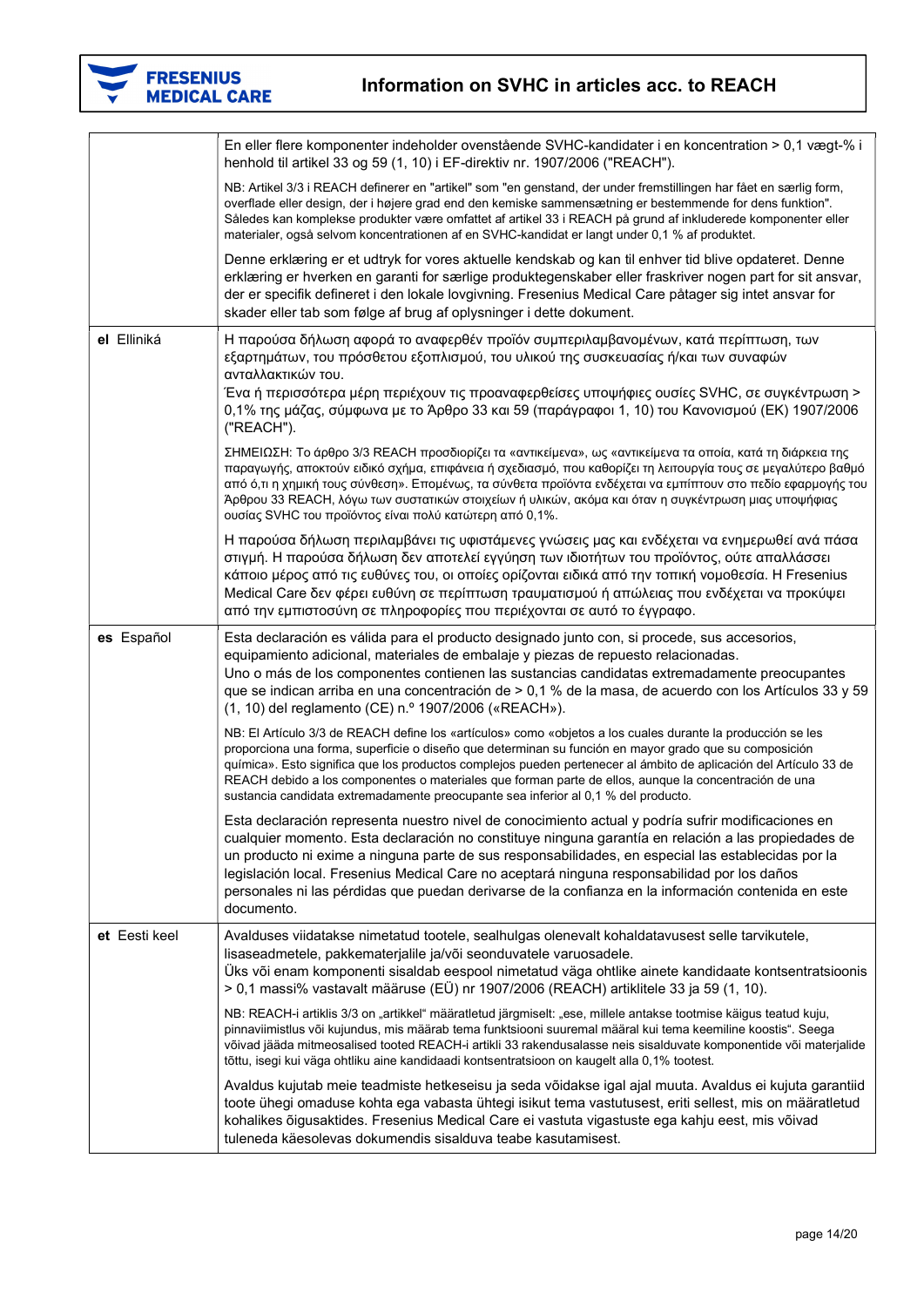# Information on SVHC in articles acc. to REACH

| | |
|---|---|
| | En eller flere komponenter indeholder ovenstående SVHC-kandidater i en koncentration > 0,1 vægt-% i henhold til artikel 33 og 59 (1, 10) i EF-direktiv nr. 1907/2006 ("REACH").<br><br>NB: Artikel 3/3 i REACH definerer en "artikel" som "en genstand, der under fremstillingen har fået en særlig form, overflade eller design, der i højere grad end den kemiske sammensætning er bestemmende for dens funktion". Således kan komplekse produkter være omfattet af artikel 33 i REACH på grund af inkluderede komponenter eller materialer, også selvom koncentrationen af en SVHC-kandidat er langt under 0,1 % af produktet.<br><br>Denne erklæring er et udtryk for vores aktuelle kendskab og kan til enhver tid blive opdateret. Denne erklæring er hverken en garanti for særlige produktegenskaber eller fraskriver nogen part for sit ansvar, der er specifik defineret i den lokale lovgivning. Fresenius Medical Care påtager sig intet ansvar for skader eller tab som følge af brug af oplysninger i dette dokument. |
| **el** Elliniká | Η παρούσα δήλωση αφορά το αναφερθέν προϊόν συμπεριλαμβανομένων, κατά περίπτωση, των εξαρτημάτων, του πρόσθετου εξοπλισμού, του υλικού της συσκευασίας ή/και των συναφών ανταλλακτικών του.<br>Ένα ή περισσότερα μέρη περιέχουν τις προαναφερθείσες υποψήφιες ουσίες SVHC, σε συγκέντρωση > 0,1% της μάζας, σύμφωνα με το Άρθρο 33 και 59 (παράγραφοι 1, 10) του Κανονισμού (ΕΚ) 1907/2006 ("REACH").<br><br>ΣΗΜΕΙΩΣΗ: Το άρθρο 3/3 REACH προσδιορίζει τα «αντικείμενα», ως «αντικείμενα τα οποία, κατά τη διάρκεια της παραγωγής, αποκτούν ειδικό σχήμα, επιφάνεια ή σχεδιασμό, που καθορίζει τη λειτουργία τους σε μεγαλύτερο βαθμό από ό,τι η χημική τους σύνθεση». Επομένως, τα σύνθετα προϊόντα ενδέχεται να εμπίπτουν στο πεδίο εφαρμογής του Άρθρου 33 REACH, λόγω των συστατικών στοιχείων ή υλικών, ακόμα και όταν η συγκέντρωση μιας υποψήφιας ουσίας SVHC του προϊόντος είναι πολύ κατώτερη από 0,1%.<br><br>Η παρούσα δήλωση περιλαμβάνει τις υφιστάμενες γνώσεις μας και ενδέχεται να ενημερωθεί ανά πάσα στιγμή. Η παρούσα δήλωση δεν αποτελεί εγγύηση των ιδιοτήτων του προϊόντος, ούτε απαλλάσσει κάποιο μέρος από τις ευθύνες του, οι οποίες ορίζονται ειδικά από την τοπική νομοθεσία. Η Fresenius Medical Care δεν φέρει ευθύνη σε περίπτωση τραυματισμού ή απώλειας που ενδέχεται να προκύψει από την εμπιστοσύνη σε πληροφορίες που περιέχονται σε αυτό το έγγραφο. |
| **es** Español | Esta declaración es válida para el producto designado junto con, si procede, sus accesorios, equipamiento adicional, materiales de embalaje y piezas de repuesto relacionadas.<br>Uno o más de los componentes contienen las sustancias candidatas extremadamente preocupantes que se indican arriba en una concentración de > 0,1 % de la masa, de acuerdo con los Artículos 33 y 59 (1, 10) del reglamento (CE) n.º 1907/2006 («REACH»).<br><br>NB: El Artículo 3/3 de REACH define los «artículos» como «objetos a los cuales durante la producción se les proporciona una forma, superficie o diseño que determinan su función en mayor grado que su composición química». Esto significa que los productos complejos pueden pertenecer al ámbito de aplicación del Artículo 33 de REACH debido a los componentes o materiales que forman parte de ellos, aunque la concentración de una sustancia candidata extremadamente preocupante sea inferior al 0,1 % del producto.<br><br>Esta declaración representa nuestro nivel de conocimiento actual y podría sufrir modificaciones en cualquier momento. Esta declaración no constituye ninguna garantía en relación a las propiedades de un producto ni exime a ninguna parte de sus responsabilidades, en especial las establecidas por la legislación local. Fresenius Medical Care no aceptará ninguna responsabilidad por los daños personales ni las pérdidas que puedan derivarse de la confianza en la información contenida en este documento. |
| **et** Eesti keel | Avalduses viidatakse nimetatud tootele, sealhulgas olenevalt kohaldatavusest selle tarvikutele, lisaseadmetele, pakkematerjalile ja/või seonduvatele varuosadele.<br>Üks või enam komponenti sisaldab eespool nimetatud väga ohtlike ainete kandidaate kontsentratsioonis > 0,1 massi% vastavalt määruse (EÜ) nr 1907/2006 (REACH) artiklitele 33 ja 59 (1, 10).<br><br>NB: REACH-i artiklis 3/3 on „artikkel" määratletud järgmiselt: „ese, millele antakse tootmise käigus teatud kuju, pinnaviimistlus või kujundus, mis määrab tema funktsiooni suuremal määral kui tema keemiline koostis". Seega võivad jääda mitmeosalised tooted REACH-i artikli 33 rakendusalasse neis sisalduvate komponentide või materjalide tõttu, isegi kui väga ohtliku aine kandidaadi kontsentratsioon on kaugelt alla 0,1% tootest.<br><br>Avaldus kujutab meie teadmiste hetkeseisu ja seda võidakse igal ajal muuta. Avaldus ei kujuta garantiid toote ühegi omaduse kohta ega vabasta ühtegi isikut tema vastutusest, eriti sellest, mis on määratletud kohalikes õigusaktides. Fresenius Medical Care ei vastuta vigastuste ega kahju eest, mis võivad tuleneda käesolevas dokumendis sisalduva teabe kasutamisest. |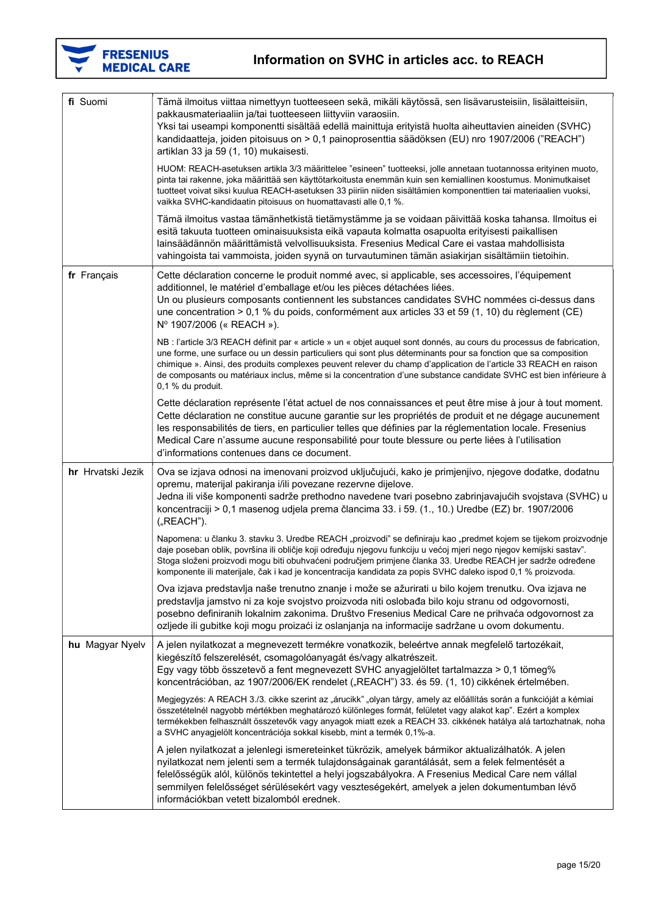| | |
|---|---|
| **fi** Suomi | Tämä ilmoitus viittaa nimettyyn tuotteeseen sekä, mikäli käytössä, sen lisävarusteisiin, lisälaitteisiin, pakkausmateriaaliin ja/tai tuotteeseen liittyviin varaosiin.<br>Yksi tai useampi komponentti sisältää edellä mainittuja erityistä huolta aiheuttavien aineiden (SVHC) kandidaatteja, joiden pitoisuus on > 0,1 painoprosenttia säädöksen (EU) nro 1907/2006 ("REACH") artiklan 33 ja 59 (1, 10) mukaisesti.<br><br>HUOM: REACH-asetuksen artikla 3/3 määrittelee "esineen" tuotteeksi, jolle annetaan tuotannossa erityinen muoto, pinta tai rakenne, joka määrittää sen käyttötarkoitusta enemmän kuin sen kemiallinen koostumus. Monimutkaiset tuotteet voivat siksi kuulua REACH-asetuksen 33 piiriin niiden sisältämien komponenttien tai materiaalien vuoksi, vaikka SVHC-kandidaatin pitoisuus on huomattavasti alle 0,1 %.<br><br>Tämä ilmoitus vastaa tämänhetkistä tietämystämme ja se voidaan päivittää koska tahansa. Ilmoitus ei esitä takuuta tuotteen ominaisuuksista eikä vapauta kolmatta osapuolta erityisesti paikallisen lainsäädännön määrittämistä velvollisuuksista. Fresenius Medical Care ei vastaa mahdollisista vahingoista tai vammoista, joiden syynä on turvautuminen tämän asiakirjan sisältämiin tietoihin. |
| **fr** Français | Cette déclaration concerne le produit nommé avec, si applicable, ses accessoires, l'équipement additionnel, le matériel d'emballage et/ou les pièces détachées liées.<br>Un ou plusieurs composants contiennent les substances candidates SVHC nommées ci-dessus dans une concentration > 0,1 % du poids, conformément aux articles 33 et 59 (1, 10) du règlement (CE) N° 1907/2006 (« REACH »).<br><br>NB : l'article 3/3 REACH définit par « article » un « objet auquel sont donnés, au cours du processus de fabrication, une forme, une surface ou un dessin particuliers qui sont plus déterminants pour sa fonction que sa composition chimique ». Ainsi, des produits complexes peuvent relever du champ d'application de l'article 33 REACH en raison de composants ou matériaux inclus, même si la concentration d'une substance candidate SVHC est bien inférieure à 0,1 % du produit.<br><br>Cette déclaration représente l'état actuel de nos connaissances et peut être mise à jour à tout moment. Cette déclaration ne constitue aucune garantie sur les propriétés de produit et ne dégage aucunement les responsabilités de tiers, en particulier telles que définies par la réglementation locale. Fresenius Medical Care n'assume aucune responsabilité pour toute blessure ou perte liées à l'utilisation d'informations contenues dans ce document. |
| **hr** Hrvatski Jezik | Ova se izjava odnosi na imenovani proizvod uključujući, kako je primjenjivo, njegove dodatke, dodatnu opremu, materijal pakiranja i/ili povezane rezervne dijelove.<br>Jedna ili više komponenti sadrže prethodno navedene tvari posebno zabrinjavajućih svojstava (SVHC) u koncentraciji > 0,1 masenog udjela prema člancima 33. i 59. (1., 10.) Uredbe (EZ) br. 1907/2006 („REACH").<br><br>Napomena: u članku 3. stavku 3. Uredbe REACH „proizvodi" se definiraju kao „predmet kojem se tijekom proizvodnje daje poseban oblik, površina ili obličje koji određuju njegovu funkciju u većoj mjeri nego njegov kemijski sastav". Stoga složeni proizvodi mogu biti obuhvaćeni područjem primjene članka 33. Uredbe REACH jer sadrže određene komponente ili materijale, čak i kad je koncentracija kandidata za popis SVHC daleko ispod 0,1 % proizvoda.<br><br>Ova izjava predstavlja naše trenutno znanje i može se ažurirati u bilo kojem trenutku. Ova izjava ne predstavlja jamstvo ni za koje svojstvo proizvoda niti oslobađa bilo koju stranu od odgovornosti, posebno definiranih lokalnim zakonima. Društvo Fresenius Medical Care ne prihvaća odgovornost za ozljede ili gubitke koji mogu proizaći iz oslanjanja na informacije sadržane u ovom dokumentu. |
| **hu** Magyar Nyelv | A jelen nyilatkozat a megnevezett termékre vonatkozik, beleértve annak megfelelő tartozékait, kiegészítő felszerelését, csomagolóanyagát és/vagy alkatrészeit.<br>Egy vagy több összetevő a fent megnevezett SVHC anyagjelöltet tartalmazza > 0,1 tömeg% koncentrációban, az 1907/2006/EK rendelet („REACH") 33. és 59. (1, 10) cikkének értelmében.<br><br>Megjegyzés: A REACH 3./3. cikke szerint az „árucikk" „olyan tárgy, amely az előállítás során a funkcióját a kémiai összetételnél nagyobb mértékben meghatározó különleges formát, felületet vagy alakot kap". Ezért a komplex termékekben felhasznált összetevők vagy anyagok miatt ezek a REACH 33. cikkének hatálya alá tartozhatnak, noha a SVHC anyagjelölt koncentrációja sokkal kisebb, mint a termék 0,1%-a.<br><br>A jelen nyilatkozat a jelenlegi ismereteinket tükrözik, amelyek bármikor aktualizálhatók. A jelen nyilatkozat nem jelenti sem a termék tulajdonságainak garantálását, sem a felek felmentését a felelősségük alól, különös tekintettel a helyi jogszabályokra. A Fresenius Medical Care nem vállal semmilyen felelősséget sérülésekért vagy veszteségekért, amelyek a jelen dokumentumban lévő információkban vetett bizalomból erednek. |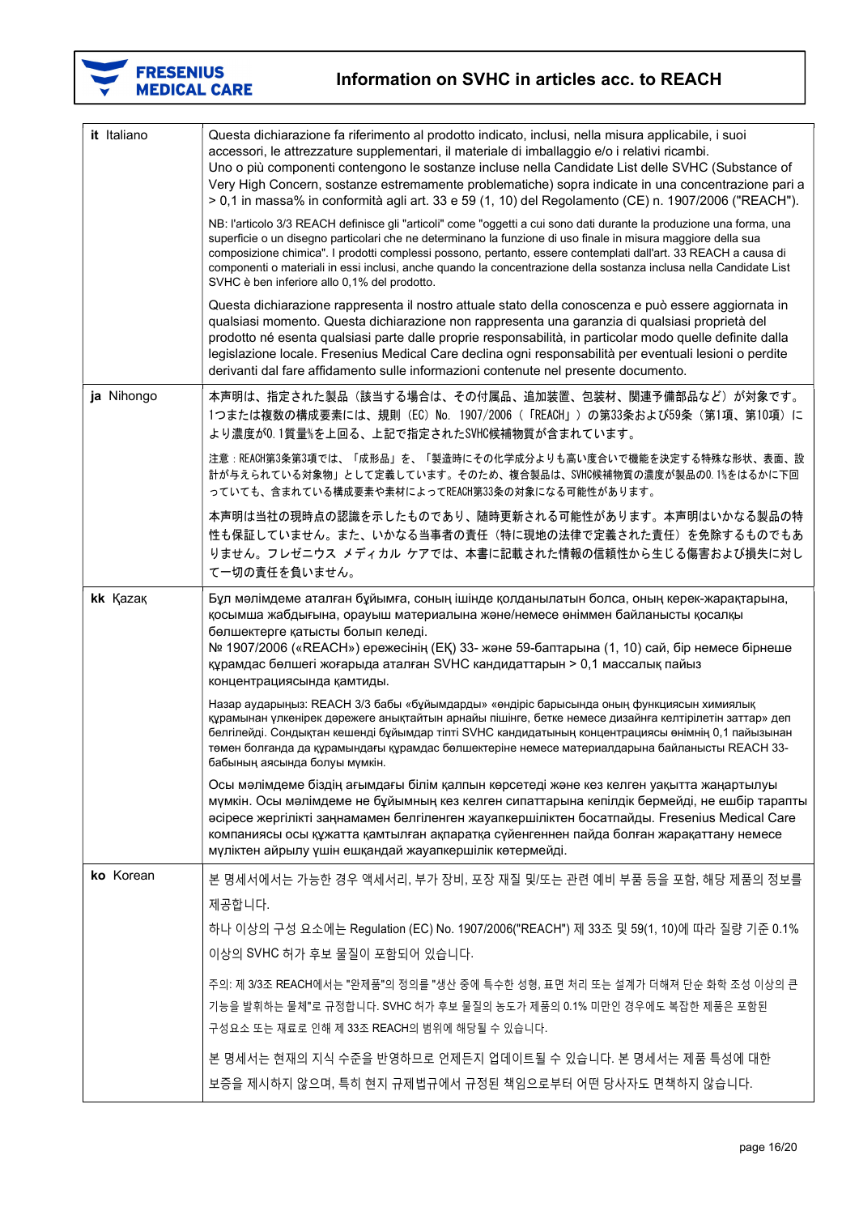| | |
|---|---|
| **it** Italiano | Questa dichiarazione fa riferimento al prodotto indicato, inclusi, nella misura applicabile, i suoi accessori, le attrezzature supplementari, il materiale di imballaggio e/o i relativi ricambi.<br>Uno o più componenti contengono le sostanze incluse nella Candidate List delle SVHC (Substance of Very High Concern, sostanze estremamente problematiche) sopra indicate in una concentrazione pari a > 0,1 in massa% in conformità agli art. 33 e 59 (1, 10) del Regolamento (CE) n. 1907/2006 ("REACH").<br><br>NB: l'articolo 3/3 REACH definisce gli "articoli" come "oggetti a cui sono dati durante la produzione una forma, una superficie o un disegno particolari che ne determinano la funzione di uso finale in misura maggiore della sua composizione chimica". I prodotti complessi possono, pertanto, essere contemplati dall'art. 33 REACH a causa di componenti o materiali in essi inclusi, anche quando la concentrazione della sostanza inclusa nella Candidate List SVHC è ben inferiore allo 0,1% del prodotto.<br><br>Questa dichiarazione rappresenta il nostro attuale stato della conoscenza e può essere aggiornata in qualsiasi momento. Questa dichiarazione non rappresenta una garanzia di qualsiasi proprietà del prodotto né esenta qualsiasi parte dalle proprie responsabilità, in particolar modo quelle definite dalla legislazione locale. Fresenius Medical Care declina ogni responsabilità per eventuali lesioni o perdite derivanti dal fare affidamento sulle informazioni contenute nel presente documento. |
| **ja** Nihongo | 本声明は、指定された製品（該当する場合は、その付属品、追加装置、包装材、関連予備部品など）が対象です。1つまたは複数の構成要素には、規則（EC）No. 1907/2006（「REACH」）の第33条および59条（第1項、第10項）により濃度が0.1質量%を上回る、上記で指定されたSVHC候補物質が含まれています。<br><br>注意：REACH第3条第3項では、「成形品」を、「製造時にその化学成分よりも高い度合いで機能を決定する特殊な形状、表面、設計が与えられている対象物」として定義しています。そのため、複合製品は、SVHC候補物質の濃度が製品の0.1%をはるかに下回っていても、含まれている構成要素や素材によってREACH第33条の対象になる可能性があります。<br><br>本声明は当社の現時点の認識を示したものであり、随時更新される可能性があります。本声明はいかなる製品の特性も保証していません。また、いかなる当事者の責任（特に現地の法律で定義された責任）を免除するものでもありません。フレゼニウス メディカル ケアでは、本書に記載された情報の信頼性から生じる傷害および損失に対して一切の責任を負いません。 |
| **kk** Қазақ | Бұл мәлімдеме аталған бұйымға, соның ішінде қолданылатын болса, оның керек-жарақтарына, қосымша жабдығына, орауыш материалына және/немесе өніммен байланысты қосалқы бөлшектерге қатысты болып келеді.<br>№ 1907/2006 («REACH») ережесінің (ЕҚ) 33- және 59-баптарына (1, 10) сай, бір немесе бірнеше құрамдас бөлшегі жоғарыда аталған SVHC кандидаттарын > 0,1 массалық пайыз концентрациясында қамтиды.<br><br>Назар аударыңыз: REACH 3/3 бабы «бұйымдарды» «өндіріс барысында оның функциясын химиялық құрамынан үлкенірек дәрежеге анықтайтын арнайы пішінге, бетке немесе дизайнға келтірілетін заттар» деп белгілейді. Сондықтан кешенді бұйымдар тіпті SVHC кандидатының концентрациясы өнімнің 0,1 пайызынан төмен болғанда да құрамындағы құрамдас бөлшектеріне немесе материалдарына байланысты REACH 33-бабының аясында болуы мүмкін.<br><br>Осы мәлімдеме біздің ағымдағы білім қалпын көрсетеді және кез келген уақытта жаңартылуы мүмкін. Осы мәлімдеме не бұйымның кез келген сипаттарына кепілдік бермейді, не ешбір тарапты әсіресе жергілікті заңнамамен белгіленген жауапкершіліктен босатпайды. Fresenius Medical Care компаниясы осы құжатта қамтылған ақпаратқа сүйенгеннен пайда болған жарақаттану немесе мүліктен айрылу үшін ешқандай жауапкершілік көтермейді. |
| **ko** Korean | 본 명세서에서는 가능한 경우 액세서리, 부가 장비, 포장 재질 및/또는 관련 예비 부품 등을 포함, 해당 제품의 정보를 제공합니다.<br>하나 이상의 구성 요소에는 Regulation (EC) No. 1907/2006("REACH") 제 33조 및 59(1, 10)에 따라 질량 기준 0.1% 이상의 SVHC 허가 후보 물질이 포함되어 있습니다.<br><br>주의: 제 3/3조 REACH에서는 "완제품"의 정의를 "생산 중에 특수한 성형, 표면 처리 또는 설계가 더해져 단순 화학 조성 이상의 큰 기능을 발휘하는 물체"로 규정합니다. SVHC 허가 후보 물질의 농도가 제품의 0.1% 미만인 경우에도 복잡한 제품은 포함된 구성요소 또는 재료로 인해 제 33조 REACH의 범위에 해당될 수 있습니다.<br><br>본 명세서는 현재의 지식 수준을 반영하므로 언제든지 업데이트될 수 있습니다. 본 명세서는 제품 특성에 대한 보증을 제시하지 않으며, 특히 현지 규제법규에서 규정된 책임으로부터 어떤 당사자도 면책하지 않습니다. |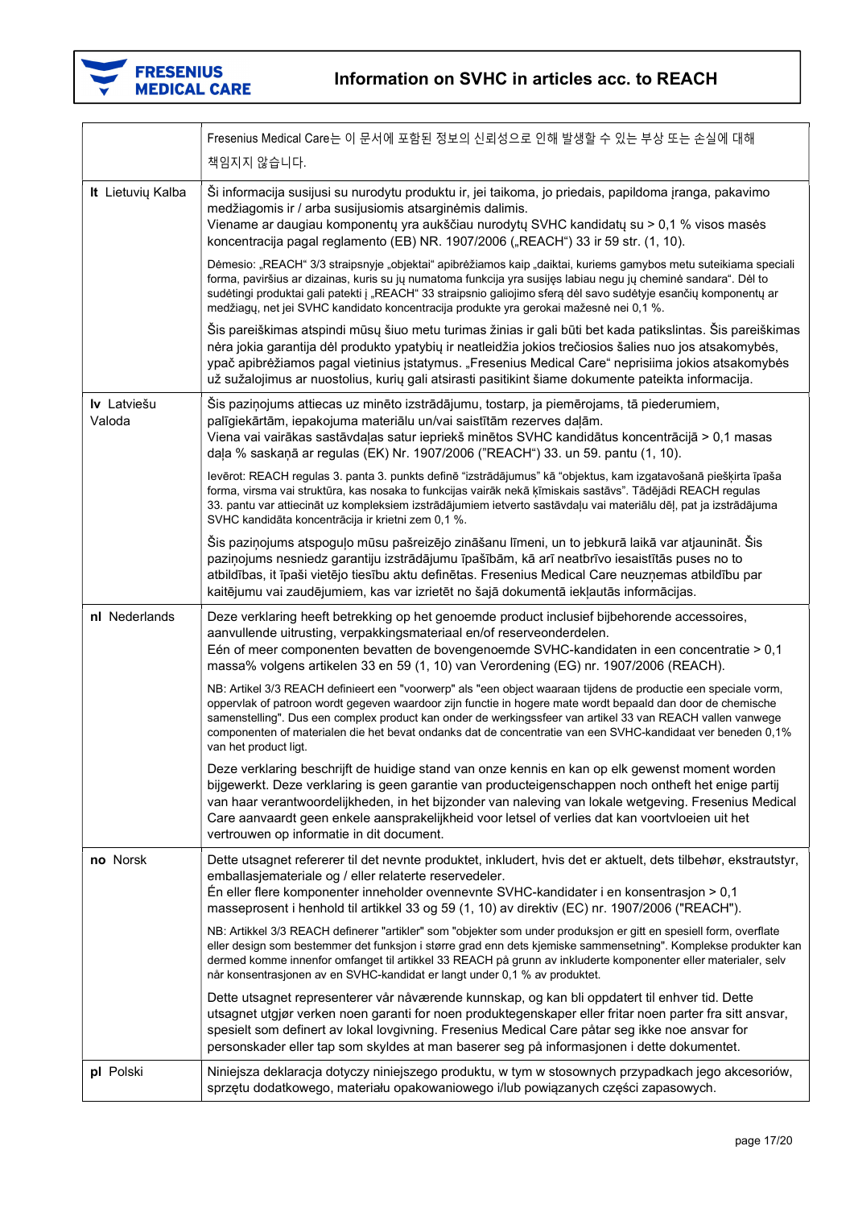| | |
|---|---|
| | Fresenius Medical Care는 이 문서에 포함된 정보의 신뢰성으로 인해 발생할 수 있는 부상 또는 손실에 대해 책임지지 않습니다. |
| **lt** Lietuvių Kalba | Ši informacija susijusi su nurodytu produktu ir, jei taikoma, jo priedais, papildoma įranga, pakavimo medžiagomis ir / arba susijusiomis atsarginėmis dalimis.<br>Viename ar daugiau komponentų yra aukščiau nurodytų SVHC kandidatų su > 0,1 % visos masės koncentracija pagal reglamento (EB) NR. 1907/2006 („REACH“) 33 ir 59 str. (1, 10).<br><br>Dėmesio: „REACH“ 3/3 straipsnyje „objektai“ apibrėžiamos kaip „daiktai, kuriems gamybos metu suteikiama speciali forma, paviršius ar dizainas, kuris su jų numatoma funkcija yra susijęs labiau negu jų cheminė sandara“. Dėl to sudėtingi produktai gali patekti į „REACH“ 33 straipsnio galiojimo sferą dėl savo sudėtyje esančių komponentų ar medžiagų, net jei SVHC kandidato koncentracija produkte yra gerokai mažesnė nei 0,1 %.<br><br>Šis pareiškimas atspindi mūsų šiuo metu turimas žinias ir gali būti bet kada patikslintas. Šis pareiškimas nėra jokia garantija dėl produkto ypatybių ir neatleidžia jokios trečiosios šalies nuo jos atsakomybės, ypač apibrėžiamos pagal vietinius įstatymus. „Fresenius Medical Care“ neprisiima jokios atsakomybės už sužalojimus ar nuostolius, kurių gali atsirasti pasitikint šiame dokumente pateikta informacija. |
| **lv** Latviešu Valoda | Šis paziņojums attiecas uz minēto izstrādājumu, tostarp, ja piemērojams, tā piederumiem, palīgiekārtām, iepakojuma materiālu un/vai saistītām rezerves daļām.<br>Viena vai vairākas sastāvdaļas satur iepriekš minētos SVHC kandidātus koncentrācijā > 0,1 masas daļa % saskaņā ar regulas (EK) Nr. 1907/2006 ("REACH") 33. un 59. pantu (1, 10).<br><br>Ievērot: REACH regulas 3. panta 3. punkts definē "izstrādājumus" kā "objektus, kam izgatavošanā piešķirta īpaša forma, virsma vai struktūra, kas nosaka to funkcijas vairāk nekā ķīmiskais sastāvs". Tādējādi REACH regulas 33. pantu var attiecināt uz kompleksiem izstrādājumiem ietverto sastāvdaļu vai materiālu dēļ, pat ja izstrādājuma SVHC kandidāta koncentrācija ir krietni zem 0,1 %.<br><br>Šis paziņojums atspoguļo mūsu pašreizējo zināšanu līmeni, un to jebkurā laikā var atjaunināt. Šis paziņojums nesniedz garantiju izstrādājumu īpašībām, kā arī neatbrīvo iesaistītās puses no to atbildības, it īpaši vietējo tiesību aktu definētas. Fresenius Medical Care neuzņemas atbildību par kaitējumu vai zaudējumiem, kas var izrietēt no šajā dokumentā iekļautās informācijas. |
| **nl** Nederlands | Deze verklaring heeft betrekking op het genoemde product inclusief bijbehorende accessoires, aanvullende uitrusting, verpakkingsmateriaal en/of reserveonderdelen.<br>Eén of meer componenten bevatten de bovengenoemde SVHC-kandidaten in een concentratie > 0,1 massa% volgens artikelen 33 en 59 (1, 10) van Verordening (EG) nr. 1907/2006 (REACH).<br><br>NB: Artikel 3/3 REACH definieert een "voorwerp" als "een object waaraan tijdens de productie een speciale vorm, oppervlak of patroon wordt gegeven waardoor zijn functie in hogere mate wordt bepaald dan door de chemische samenstelling". Dus een complex product kan onder de werkingssfeer van artikel 33 van REACH vallen vanwege componenten of materialen die het bevat ondanks dat de concentratie van een SVHC-kandidaat ver beneden 0,1% van het product ligt.<br><br>Deze verklaring beschrijft de huidige stand van onze kennis en kan op elk gewenst moment worden bijgewerkt. Deze verklaring is geen garantie van producteigenschappen noch ontheft het enige partij van haar verantwoordelijkheden, in het bijzonder van naleving van lokale wetgeving. Fresenius Medical Care aanvaardt geen enkele aansprakelijkheid voor letsel of verlies dat kan voortvloeien uit het vertrouwen op informatie in dit document. |
| **no** Norsk | Dette utsagnet refererer til det nevnte produktet, inkludert, hvis det er aktuelt, dets tilbehør, ekstrautstyr, emballasjemateriale og / eller relaterte reservedeler.<br>Én eller flere komponenter inneholder ovennevnte SVHC-kandidater i en konsentrasjon > 0,1 masseprosent i henhold til artikkel 33 og 59 (1, 10) av direktiv (EC) nr. 1907/2006 ("REACH").<br><br>NB: Artikkel 3/3 REACH definerer "artikler" som "objekter som under produksjon er gitt en spesiell form, overflate eller design som bestemmer det funksjon i større grad enn dets kjemiske sammensetning". Komplekse produkter kan dermed komme innenfor omfanget til artikkel 33 REACH på grunn av inkluderte komponenter eller materialer, selv når konsentrasjonen av en SVHC-kandidat er langt under 0,1 % av produktet.<br><br>Dette utsagnet representerer vår nåværende kunnskap, og kan bli oppdatert til enhver tid. Dette utsagnet utgjør verken noen garanti for noen produktegenskaper eller fritar noen parter fra sitt ansvar, spesielt som definert av lokal lovgivning. Fresenius Medical Care påtar seg ikke noe ansvar for personskader eller tap som skyldes at man baserer seg på informasjonen i dette dokumentet. |
| **pl** Polski | Niniejsza deklaracja dotyczy niniejszego produktu, w tym w stosownych przypadkach jego akcesoriów, sprzętu dodatkowego, materiału opakowaniowego i/lub powiązanych części zapasowych. |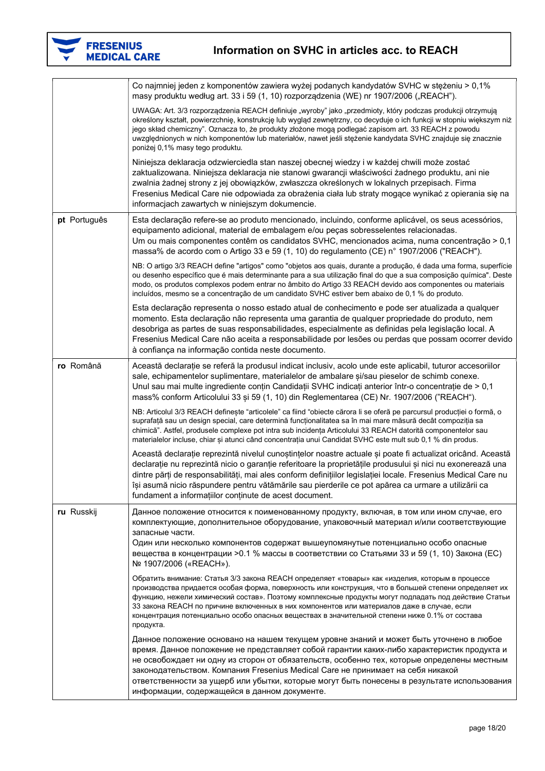| | |
|---|---|
| | Co najmniej jeden z komponentów zawiera wyżej podanych kandydatów SVHC w stężeniu > 0,1% masy produktu według art. 33 i 59 (1, 10) rozporządzenia (WE) nr 1907/2006 („REACH").<br><br>UWAGA: Art. 3/3 rozporządzenia REACH definiuje „wyroby" jako „przedmioty, który podczas produkcji otrzymują określony kształt, powierzchnię, konstrukcję lub wygląd zewnętrzny, co decyduje o ich funkcji w stopniu większym niż jego skład chemiczny". Oznacza to, że produkty złożone mogą podlegać zapisom art. 33 REACH z powodu uwzględnionych w nich komponentów lub materiałów, nawet jeśli stężenie kandydata SVHC znajduje się znacznie poniżej 0,1% masy tego produktu.<br><br>Niniejsza deklaracja odzwierciedla stan naszej obecnej wiedzy i w każdej chwili może zostać zaktualizowana. Niniejsza deklaracja nie stanowi gwarancji właściwości żadnego produktu, ani nie zwalnia żadnej strony z jej obowiązków, zwłaszcza określonych w lokalnych przepisach. Firma Fresenius Medical Care nie odpowiada za obrażenia ciała lub straty mogące wynikać z opierania się na informacjach zawartych w niniejszym dokumencie. |
| **pt** Português | Esta declaração refere-se ao produto mencionado, incluindo, conforme aplicável, os seus acessórios, equipamento adicional, material de embalagem e/ou peças sobresselentes relacionadas.<br>Um ou mais componentes contêm os candidatos SVHC, mencionados acima, numa concentração > 0,1 massa% de acordo com o Artigo 33 e 59 (1, 10) do regulamento (CE) n° 1907/2006 ("REACH").<br><br>NB: O artigo 3/3 REACH define "artigos" como "objetos aos quais, durante a produção, é dada uma forma, superfície ou desenho específico que é mais determinante para a sua utilização final do que a sua composição química". Deste modo, os produtos complexos podem entrar no âmbito do Artigo 33 REACH devido aos componentes ou materiais incluídos, mesmo se a concentração de um candidato SVHC estiver bem abaixo de 0,1 % do produto.<br><br>Esta declaração representa o nosso estado atual de conhecimento e pode ser atualizada a qualquer momento. Esta declaração não representa uma garantia de qualquer propriedade do produto, nem desobriga as partes de suas responsabilidades, especialmente as definidas pela legislação local. A Fresenius Medical Care não aceita a responsabilidade por lesões ou perdas que possam ocorrer devido à confiança na informação contida neste documento. |
| **ro** Română | Această declarație se referă la produsul indicat inclusiv, acolo unde este aplicabil, tuturor accesoriilor sale, echipamentelor suplimentare, materialelor de ambalare și/sau pieselor de schimb conexe.<br>Unul sau mai multe ingrediente conțin Candidații SVHC indicați anterior într-o concentrație de > 0,1 mass% conform Articolului 33 și 59 (1, 10) din Reglementarea (CE) Nr. 1907/2006 ("REACH").<br><br>NB: Articolul 3/3 REACH definește "articolele" ca fiind "obiecte cărora li se oferă pe parcursul producției o formă, o suprafață sau un design special, care determină funcționalitatea sa în mai mare măsură decât compoziția sa chimică". Astfel, produsele complexe pot intra sub incidența Articolului 33 REACH datorită componentelor sau materialelor incluse, chiar și atunci când concentrația unui Candidat SVHC este mult sub 0,1 % din produs.<br><br>Această declarație reprezintă nivelul cunoștințelor noastre actuale și poate fi actualizat oricând. Această declarație nu reprezintă nicio garanție referitoare la proprietățile produsului și nici nu exonerează una dintre părți de responsabilități, mai ales conform definițiilor legislației locale. Fresenius Medical Care nu își asumă nicio răspundere pentru vătămările sau pierderile ce pot apărea ca urmare a utilizării ca fundament a informațiilor conținute de acest document. |
| **ru** Russkij | Данное положение относится к поименованному продукту, включая, в том или ином случае, его комплектующие, дополнительное оборудование, упаковочный материал и/или соответствующие запасные части.<br>Один или несколько компонентов содержат вышеупомянутые потенциально особо опасные вещества в концентрации >0.1 % массы в соответствии со Статьями 33 и 59 (1, 10) Закона (ЕС) № 1907/2006 («REACH»).<br><br>Обратить внимание: Статья 3/3 закона REACH определяет «товары» как «изделия, которым в процессе производства придается особая форма, поверхность или конструкция, что в большей степени определяет их функцию, нежели химический состав». Поэтому комплексные продукты могут подпадать под действие Статьи 33 закона REACH по причине включенных в них компонентов или материалов даже в случае, если концентрация потенциально особо опасных веществах в значительной степени ниже 0.1% от состава продукта.<br><br>Данное положение основано на нашем текущем уровне знаний и может быть уточнено в любое время. Данное положение не представляет собой гарантии каких-либо характеристик продукта и не освобождает ни одну из сторон от обязательств, особенно тех, которые определены местным законодательством. Компания Fresenius Medical Care не принимает на себя никакой ответственности за ущерб или убытки, которые могут быть понесены в результате использования информации, содержащейся в данном документе. |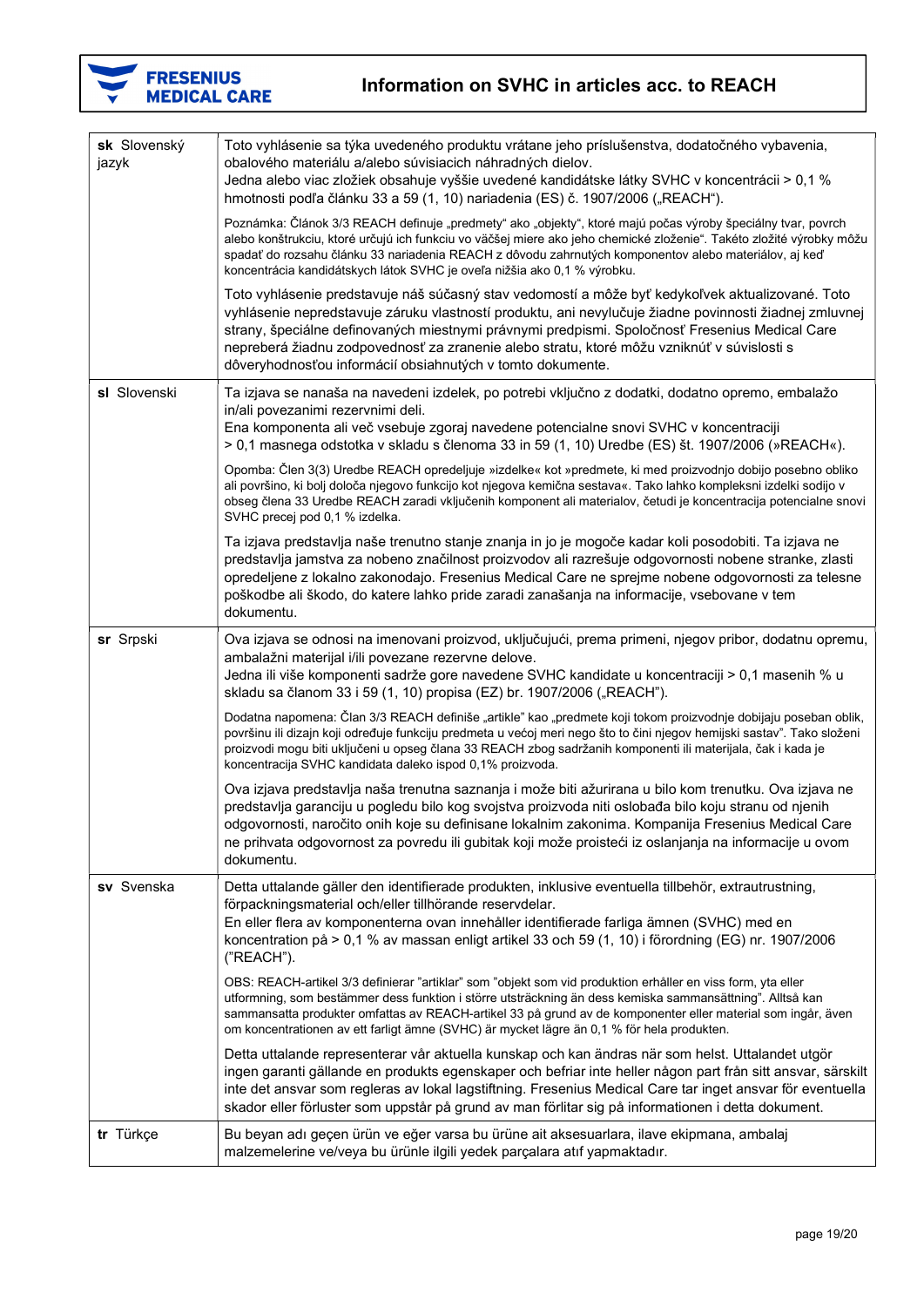| | |
|---|---|
| **sk** Slovenský jazyk | Toto vyhlásenie sa týka uvedeného produktu vrátane jeho príslušenstva, dodatočného vybavenia, obalového materiálu a/alebo súvisiacich náhradných dielov.<br>Jedna alebo viac zložiek obsahuje vyššie uvedené kandidátske látky SVHC v koncentrácii > 0,1 % hmotnosti podľa článku 33 a 59 (1, 10) nariadenia (ES) č. 1907/2006 („REACH").<br><br>Poznámka: Článok 3/3 REACH definuje „predmety" ako „objekty", ktoré majú počas výroby špeciálny tvar, povrch alebo konštrukciu, ktoré určujú ich funkciu vo väčšej miere ako jeho chemické zloženie". Takéto zložité výrobky môžu spadať do rozsahu článku 33 nariadenia REACH z dôvodu zahrnutých komponentov alebo materiálov, aj keď koncentrácia kandidátskych látok SVHC je oveľa nižšia ako 0,1 % výrobku.<br><br>Toto vyhlásenie predstavuje náš súčasný stav vedomostí a môže byť kedykoľvek aktualizované. Toto vyhlásenie nepredstavuje záruku vlastností produktu, ani nevylučuje žiadne povinnosti žiadnej zmluvnej strany, špeciálne definovaných miestnymi právnymi predpismi. Spoločnosť Fresenius Medical Care nepreberá žiadnu zodpovednosť za zranenie alebo stratu, ktoré môžu vzniknúť v súvislosti s dôveryhodnosťou informácií obsiahnutých v tomto dokumente. |
| **sl** Slovenski | Ta izjava se nanaša na navedeni izdelek, po potrebi vključno z dodatki, dodatno opremo, embalažo in/ali povezanimi rezervnimi deli.<br>Ena komponenta ali več vsebuje zgoraj navedene potencialne snovi SVHC v koncentraciji > 0,1 masnega odstotka v skladu s členoma 33 in 59 (1, 10) Uredbe (ES) št. 1907/2006 (»REACH«).<br><br>Opomba: Člen 3(3) Uredbe REACH opredeljuje »izdelke« kot »predmete, ki med proizvodnjo dobijo posebno obliko ali površino, ki bolj določa njegovo funkcijo kot njegova kemična sestava«. Tako lahko kompleksni izdelki sodijo v obseg člena 33 Uredbe REACH zaradi vključenih komponent ali materialov, četudi je koncentracija potencialne snovi SVHC precej pod 0,1 % izdelka.<br><br>Ta izjava predstavlja naše trenutno stanje znanja in jo je mogoče kadar koli posodobiti. Ta izjava ne predstavlja jamstva za nobeno značilnost proizvodov ali razrešuje odgovornosti nobene stranke, zlasti opredeljene z lokalno zakonodajo. Fresenius Medical Care ne sprejme nobene odgovornosti za telesne poškodbe ali škodo, do katere lahko pride zaradi zanašanja na informacije, vsebovane v tem dokumentu. |
| **sr** Srpski | Ova izjava se odnosi na imenovani proizvod, uključujući, prema primeni, njegov pribor, dodatnu opremu, ambalažni materijal i/ili povezane rezervne delove.<br>Jedna ili više komponenti sadrže gore navedene SVHC kandidate u koncentraciji > 0,1 masenih % u skladu sa članom 33 i 59 (1, 10) propisa (EZ) br. 1907/2006 („REACH").<br><br>Dodatna napomena: Član 3/3 REACH definiše „artikle" kao „predmete koji tokom proizvodnje dobijaju poseban oblik, površinu ili dizajn koji određuje funkciju predmeta u većoj meri nego što to čini njegov hemijski sastav". Tako složeni proizvodi mogu biti uključeni u opseg člana 33 REACH zbog sadržanih komponenti ili materijala, čak i kada je koncentracija SVHC kandidata daleko ispod 0,1% proizvoda.<br><br>Ova izjava predstavlja naša trenutna saznanja i može biti ažurirana u bilo kom trenutku. Ova izjava ne predstavlja garanciju u pogledu bilo kog svojstva proizvoda niti oslobađa bilo koju stranu od njenih odgovornosti, naročito onih koje su definisane lokalnim zakonima. Kompanija Fresenius Medical Care ne prihvata odgovornost za povredu ili gubitak koji može proisteći iz oslanjanja na informacije u ovom dokumentu. |
| **sv** Svenska | Detta uttalande gäller den identifierade produkten, inklusive eventuella tillbehör, extrautrustning, förpackningsmaterial och/eller tillhörande reservdelar.<br>En eller flera av komponenterna ovan innehåller identifierade farliga ämnen (SVHC) med en koncentration på > 0,1 % av massan enligt artikel 33 och 59 (1, 10) i förordning (EG) nr. 1907/2006 ("REACH").<br><br>OBS: REACH-artikel 3/3 definierar "artiklar" som "objekt som vid produktion erhåller en viss form, yta eller utformning, som bestämmer dess funktion i större utsträckning än dess kemiska sammansättning". Alltså kan sammansatta produkter omfattas av REACH-artikel 33 på grund av de komponenter eller material som ingår, även om koncentrationen av ett farligt ämne (SVHC) är mycket lägre än 0,1 % för hela produkten.<br><br>Detta uttalande representerar vår aktuella kunskap och kan ändras när som helst. Uttalandet utgör ingen garanti gällande en produkts egenskaper och befriar inte heller någon part från sitt ansvar, särskilt inte det ansvar som regleras av lokal lagstiftning. Fresenius Medical Care tar inget ansvar för eventuella skador eller förluster som uppstår på grund av man förlitar sig på informationen i detta dokument. |
| **tr** Türkçe | Bu beyan adı geçen ürün ve eğer varsa bu ürüne ait aksesuarlara, ilave ekipmana, ambalaj malzemelerine ve/veya bu ürünle ilgili yedek parçalara atıf yapmaktadır. |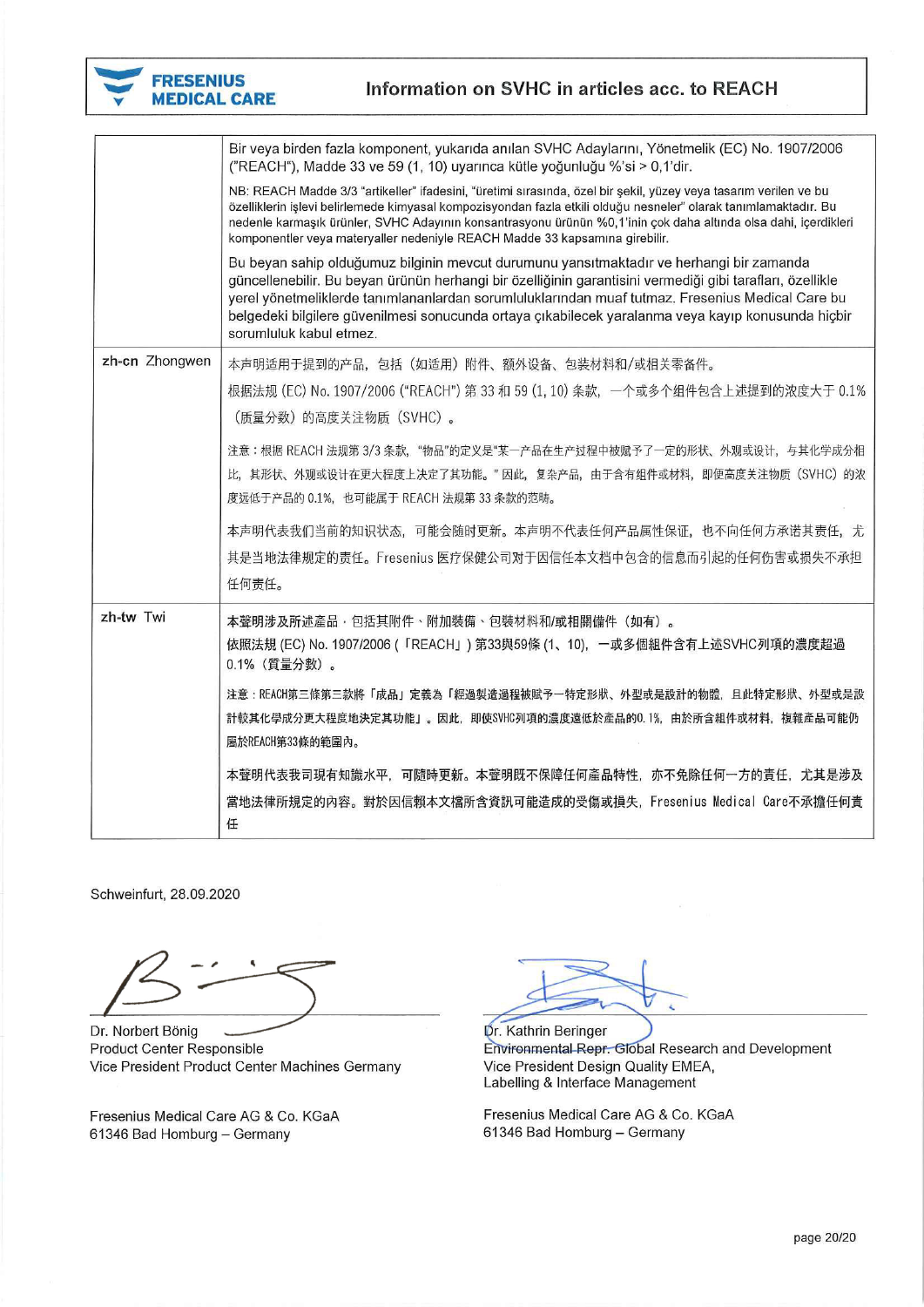| | |
|---|---|
| | Bir veya birden fazla komponent, yukarıda anılan SVHC Adaylarını, Yönetmelik (EC) No. 1907/2006 ("REACH"), Madde 33 ve 59 (1, 10) uyarınca kütle yoğunluğu %'si > 0,1'dir.<br><br>NB: REACH Madde 3/3 "artikeller" ifadesini, "üretimi sırasında, özel bir şekil, yüzey veya tasarım verilen ve bu özelliklerin işlevi belirlemede kimyasal kompozisyondan fazla etkili olduğu nesneler" olarak tanımlamaktadır. Bu nedenle karmaşık ürünler, SVHC Adayının konsantrasyonu ürünün %0,1'inin çok daha altında olsa dahi, içerdikleri komponentler veya materyaller nedeniyle REACH Madde 33 kapsamına girebilir.<br><br>Bu beyan sahip olduğumuz bilginin mevcut durumunu yansıtmaktadır ve herhangi bir zamanda güncellenebilir. Bu beyan ürünün herhangi bir özelliğinin garantisini vermediği gibi tarafları, özellikle yerel yönetmeliklerde tanımlananlardan sorumluluklarından muaf tutmaz. Fresenius Medical Care bu belgedeki bilgilere güvenilmesi sonucunda ortaya çıkabilecek yaralanma veya kayıp konusunda hiçbir sorumluluk kabul etmez. |
| **zh-cn** Zhongwen | 本声明适用于提到的产品，包括（如适用）附件、额外设备、包装材料和/或相关零备件。<br><br>根据法规 (EC) No. 1907/2006 ("REACH") 第 33 和 59 (1, 10) 条款，一个或多个组件包含上述提到的浓度大于 0.1%（质量分数）的高度关注物质（SVHC）。<br><br>注意：根据 REACH 法规第 3/3 条款，"物品"的定义是"某一产品在生产过程中被赋予了一定的形状、外观或设计，与其化学成分相比，其形状、外观或设计在更大程度上决定了其功能。"因此，复杂产品，由于含有组件或材料，即使高度关注物质 (SVHC) 的浓度远低于产品的 0.1%，也可能属于 REACH 法规第 33 条款的范畴。<br><br>本声明代表我们当前的知识状态，可能会随时更新。本声明不代表任何产品属性保证，也不向任何方承诺其责任，尤其是当地法律规定的责任。Fresenius 医疗保健公司对于因信任本文档中包含的信息而引起的任何伤害或损失不承担任何责任。 |
| **zh-tw** Twi | 本聲明涉及所述產品，包括其附件、附加裝備、包裝材料和/或相關備件（如有）。<br>依照法規 (EC) No. 1907/2006 (「REACH」) 第33與59條 (1、10)，一或多個組件含有上述SVHC列項的濃度超過 0.1%（質量分數）。<br><br>注意：REACH第三條第三款將「成品」定義為「經過製造過程被賦予一特定形狀、外型或是設計的物體，且此特定形狀、外型或是設計較其化學成分更大程度地決定其功能」。因此，即使SVHC列項的濃度遠低於產品的0.1%，由於所含組件或材料，複雜產品可能仍屬於REACH第33條的範圍內。<br><br>本聲明代表我司現有知識水平，可隨時更新。本聲明既不保障任何產品特性，亦不免除任何一方的責任，尤其是涉及當地法律所規定的內容。對於因信賴本文檔所含資訊可能造成的受傷或損失，Fresenius Medical Care不承擔任何責任 |

Schweinfurt, 28.09.2020

Dr. Norbert Bönig
Product Center Responsible
Vice President Product Center Machines Germany

Fresenius Medical Care AG & Co. KGaA
61346 Bad Homburg – Germany

Dr. Kathrin Beringer
~~Environmental Repr.~~ Global Research and Development
Vice President Design Quality EMEA,
Labelling & Interface Management

Fresenius Medical Care AG & Co. KGaA
61346 Bad Homburg – Germany